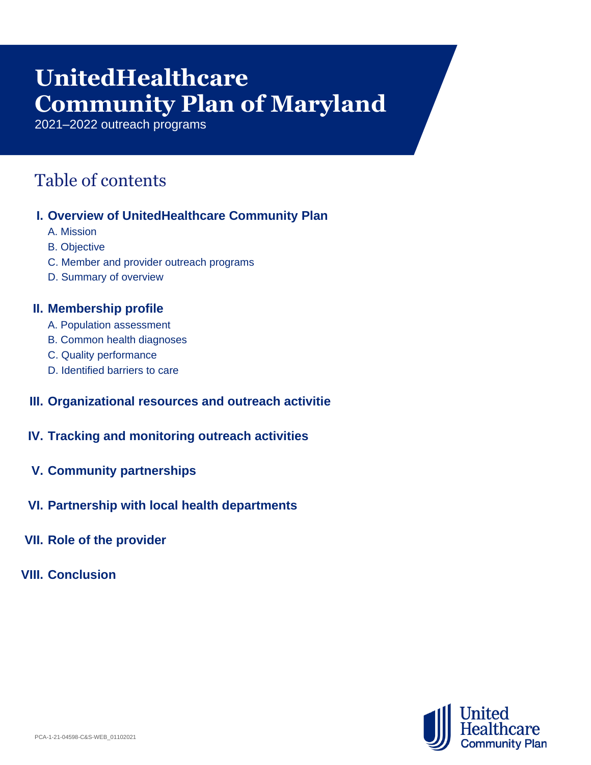# UnitedHealthcare Community Plan of Maryland

2021–2022 outreach programs

## Table of contents

**I. Overview of UnitedHealthcare Community Plan**

- A. Mission
- B. Objective
- C. Member and provider outreach programs
- D. Summary of overview

**II. Membership profile**

- A. Population assessment
- B. Common health diagnoses
- C. Quality performance
- D. Identified barriers to care

**III. Organizational resources and outreach activitie**

**IV. Tracking and monitoring outreach activities**

**V. Community partnerships**

**VI. Partnership with local health departments**

**VII. Role of the provider**

**VIII. Conclusion**

PCA-1-21-04598-C&S-WEB_01102021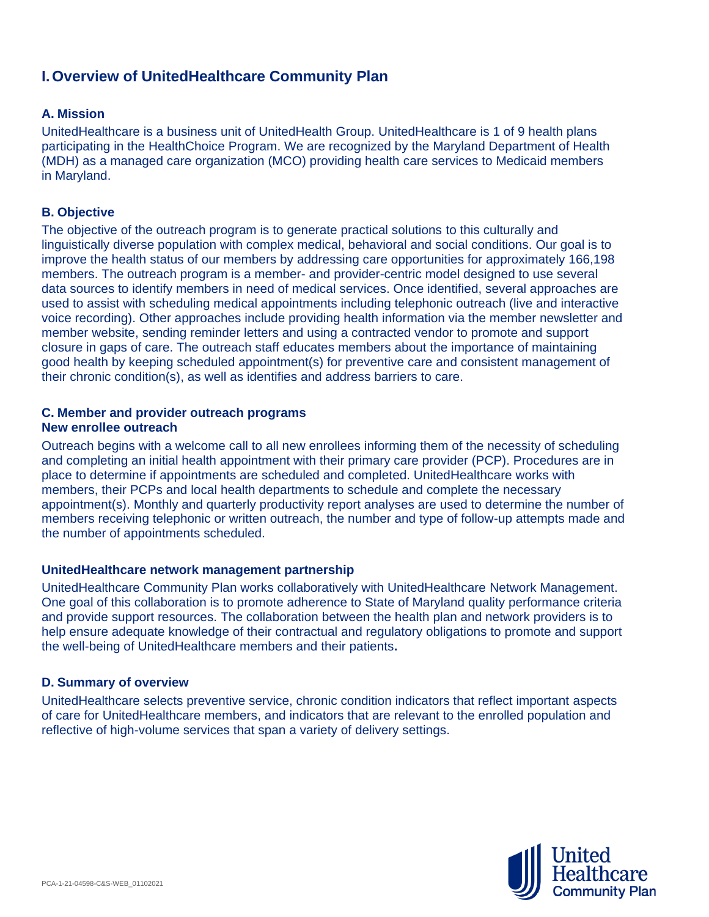# I. Overview of UnitedHealthcare Community Plan

## A. Mission

UnitedHealthcare is a business unit of UnitedHealth Group. UnitedHealthcare is 1 of 9 health plans participating in the HealthChoice Program. We are recognized by the Maryland Department of Health (MDH) as a managed care organization (MCO) providing health care services to Medicaid members in Maryland.

## B. Objective

The objective of the outreach program is to generate practical solutions to this culturally and linguistically diverse population with complex medical, behavioral and social conditions. Our goal is to improve the health status of our members by addressing care opportunities for approximately 166,198 members. The outreach program is a member- and provider-centric model designed to use several data sources to identify members in need of medical services. Once identified, several approaches are used to assist with scheduling medical appointments including telephonic outreach (live and interactive voice recording). Other approaches include providing health information via the member newsletter and member website, sending reminder letters and using a contracted vendor to promote and support closure in gaps of care. The outreach staff educates members about the importance of maintaining good health by keeping scheduled appointment(s) for preventive care and consistent management of their chronic condition(s), as well as identifies and address barriers to care.

## C. Member and provider outreach programs

### New enrollee outreach

Outreach begins with a welcome call to all new enrollees informing them of the necessity of scheduling and completing an initial health appointment with their primary care provider (PCP). Procedures are in place to determine if appointments are scheduled and completed. UnitedHealthcare works with members, their PCPs and local health departments to schedule and complete the necessary appointment(s). Monthly and quarterly productivity report analyses are used to determine the number of members receiving telephonic or written outreach, the number and type of follow-up attempts made and the number of appointments scheduled.

### UnitedHealthcare network management partnership

UnitedHealthcare Community Plan works collaboratively with UnitedHealthcare Network Management. One goal of this collaboration is to promote adherence to State of Maryland quality performance criteria and provide support resources. The collaboration between the health plan and network providers is to help ensure adequate knowledge of their contractual and regulatory obligations to promote and support the well-being of UnitedHealthcare members and their patients.

## D. Summary of overview

UnitedHealthcare selects preventive service, chronic condition indicators that reflect important aspects of care for UnitedHealthcare members, and indicators that are relevant to the enrolled population and reflective of high-volume services that span a variety of delivery settings.

PCA-1-21-04598-C&S-WEB_01102021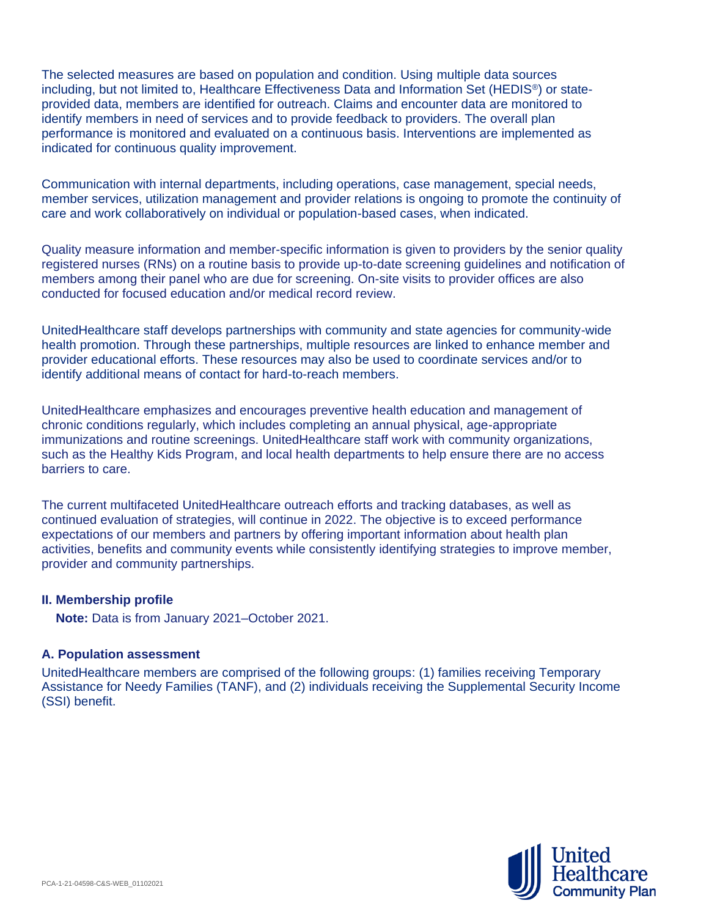The selected measures are based on population and condition. Using multiple data sources including, but not limited to, Healthcare Effectiveness Data and Information Set (HEDIS®) or state-provided data, members are identified for outreach. Claims and encounter data are monitored to identify members in need of services and to provide feedback to providers. The overall plan performance is monitored and evaluated on a continuous basis. Interventions are implemented as indicated for continuous quality improvement.

Communication with internal departments, including operations, case management, special needs, member services, utilization management and provider relations is ongoing to promote the continuity of care and work collaboratively on individual or population-based cases, when indicated.

Quality measure information and member-specific information is given to providers by the senior quality registered nurses (RNs) on a routine basis to provide up-to-date screening guidelines and notification of members among their panel who are due for screening. On-site visits to provider offices are also conducted for focused education and/or medical record review.

UnitedHealthcare staff develops partnerships with community and state agencies for community-wide health promotion. Through these partnerships, multiple resources are linked to enhance member and provider educational efforts. These resources may also be used to coordinate services and/or to identify additional means of contact for hard-to-reach members.

UnitedHealthcare emphasizes and encourages preventive health education and management of chronic conditions regularly, which includes completing an annual physical, age-appropriate immunizations and routine screenings. UnitedHealthcare staff work with community organizations, such as the Healthy Kids Program, and local health departments to help ensure there are no access barriers to care.

The current multifaceted UnitedHealthcare outreach efforts and tracking databases, as well as continued evaluation of strategies, will continue in 2022. The objective is to exceed performance expectations of our members and partners by offering important information about health plan activities, benefits and community events while consistently identifying strategies to improve member, provider and community partnerships.

## II. Membership profile

**Note:** Data is from January 2021–October 2021.

### A. Population assessment

UnitedHealthcare members are comprised of the following groups: (1) families receiving Temporary Assistance for Needy Families (TANF), and (2) individuals receiving the Supplemental Security Income (SSI) benefit.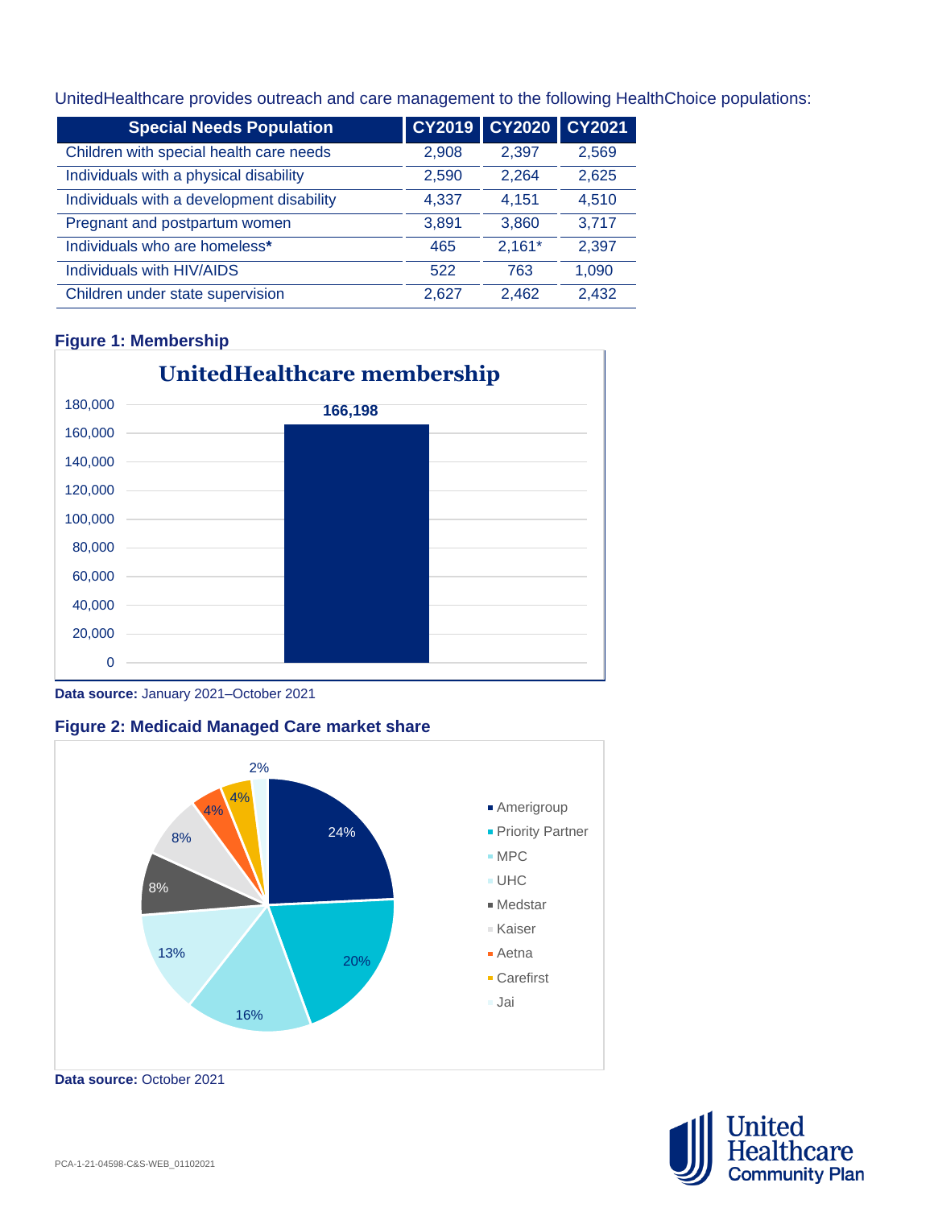UnitedHealthcare provides outreach and care management to the following HealthChoice populations:

| Special Needs Population | CY2019 | CY2020 | CY2021 |
|---|---|---|---|
| Children with special health care needs | 2,908 | 2,397 | 2,569 |
| Individuals with a physical disability | 2,590 | 2,264 | 2,625 |
| Individuals with a development disability | 4,337 | 4,151 | 4,510 |
| Pregnant and postpartum women | 3,891 | 3,860 | 3,717 |
| Individuals who are homeless* | 465 | 2,161* | 2,397 |
| Individuals with HIV/AIDS | 522 | 763 | 1,090 |
| Children under state supervision | 2,627 | 2,462 | 2,432 |

**Figure 1: Membership**

UnitedHealthcare membership

| | Members |
|---|---|
| UnitedHealthcare | 166,198 |

**Data source:** January 2021–October 2021

**Figure 2: Medicaid Managed Care market share**

| Plan | Market share |
|---|---|
| Amerigroup | 24% |
| Priority Partner | 20% |
| MPC | 16% |
| UHC | 13% |
| Medstar | 8% |
| Kaiser | 8% |
| Aetna | 4% |
| Carefirst | 4% |
| Jai | 2% |

**Data source:** October 2021

PCA-1-21-04598-C&S-WEB_01102021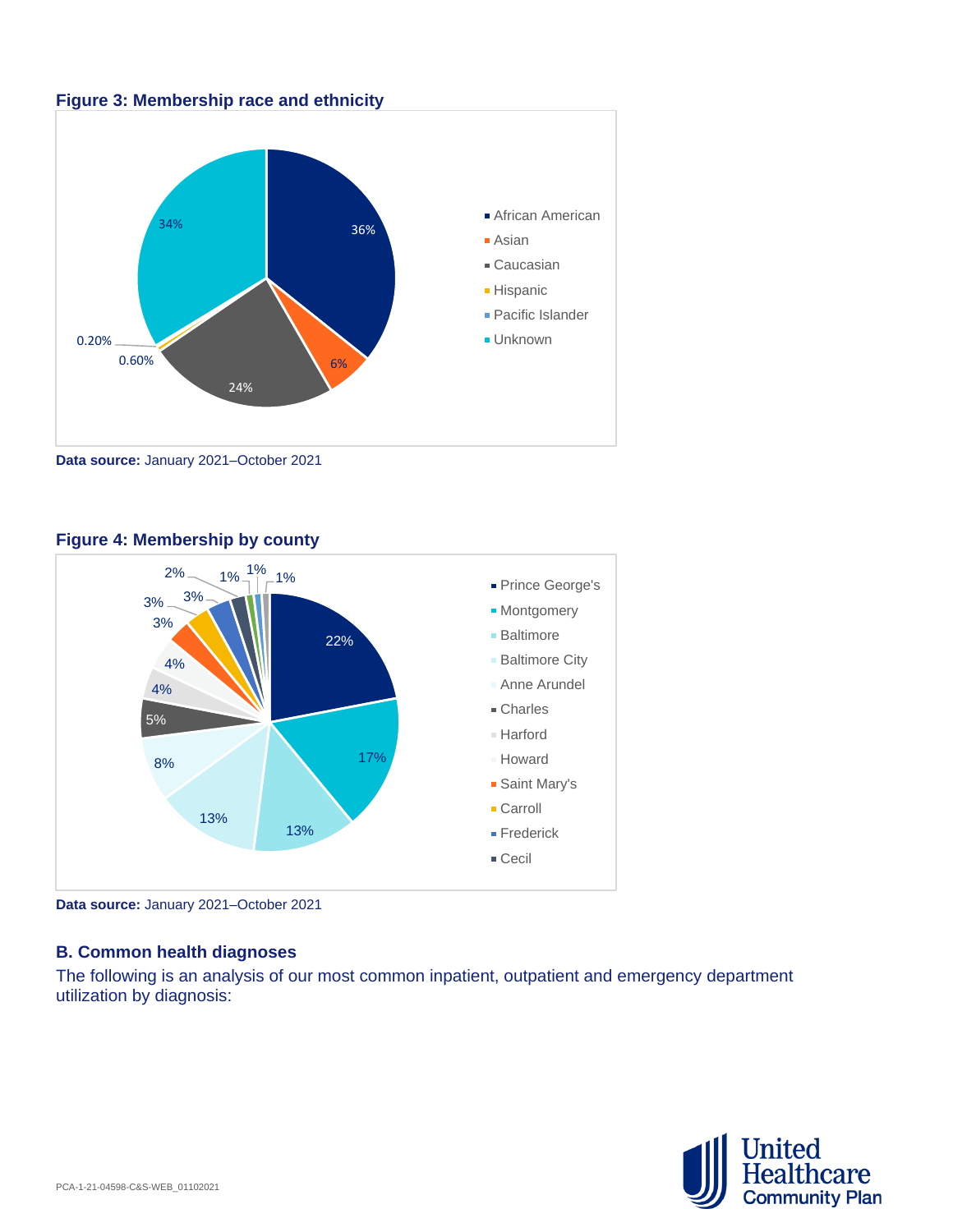### Figure 3: Membership race and ethnicity

36%
6%
24%
0.60%
0.20%
34%

- African American
- Asian
- Caucasian
- Hispanic
- Pacific Islander
- Unknown

**Data source:** January 2021–October 2021

### Figure 4: Membership by county

22%
17%
13%
13%
8%
5%
4%
4%
3%
3%
3%
2%
1%
1%
1%

- Prince George's
- Montgomery
- Baltimore
- Baltimore City
- Anne Arundel
- Charles
- Harford
- Howard
- Saint Mary's
- Carroll
- Frederick
- Cecil

**Data source:** January 2021–October 2021

### B. Common health diagnoses

The following is an analysis of our most common inpatient, outpatient and emergency department utilization by diagnosis:

PCA-1-21-04598-C&S-WEB_01102021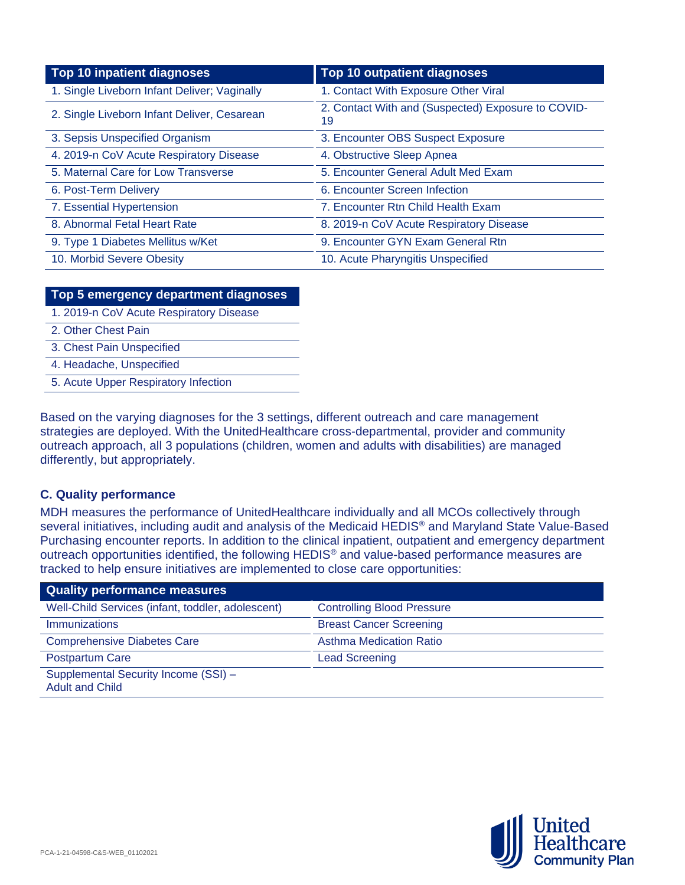| Top 10 inpatient diagnoses | Top 10 outpatient diagnoses |
| --- | --- |
| 1. Single Liveborn Infant Deliver; Vaginally | 1. Contact With Exposure Other Viral |
| 2. Single Liveborn Infant Deliver, Cesarean | 2. Contact With and (Suspected) Exposure to COVID-19 |
| 3. Sepsis Unspecified Organism | 3. Encounter OBS Suspect Exposure |
| 4. 2019-n CoV Acute Respiratory Disease | 4. Obstructive Sleep Apnea |
| 5. Maternal Care for Low Transverse | 5. Encounter General Adult Med Exam |
| 6. Post-Term Delivery | 6. Encounter Screen Infection |
| 7. Essential Hypertension | 7. Encounter Rtn Child Health Exam |
| 8. Abnormal Fetal Heart Rate | 8. 2019-n CoV Acute Respiratory Disease |
| 9. Type 1 Diabetes Mellitus w/Ket | 9. Encounter GYN Exam General Rtn |
| 10. Morbid Severe Obesity | 10. Acute Pharyngitis Unspecified |

| Top 5 emergency department diagnoses |
| --- |
| 1. 2019-n CoV Acute Respiratory Disease |
| 2. Other Chest Pain |
| 3. Chest Pain Unspecified |
| 4. Headache, Unspecified |
| 5. Acute Upper Respiratory Infection |

Based on the varying diagnoses for the 3 settings, different outreach and care management strategies are deployed. With the UnitedHealthcare cross-departmental, provider and community outreach approach, all 3 populations (children, women and adults with disabilities) are managed differently, but appropriately.

### C. Quality performance

MDH measures the performance of UnitedHealthcare individually and all MCOs collectively through several initiatives, including audit and analysis of the Medicaid HEDIS® and Maryland State Value-Based Purchasing encounter reports. In addition to the clinical inpatient, outpatient and emergency department outreach opportunities identified, the following HEDIS® and value-based performance measures are tracked to help ensure initiatives are implemented to close care opportunities:

| Quality performance measures | |
| --- | --- |
| Well-Child Services (infant, toddler, adolescent) | Controlling Blood Pressure |
| Immunizations | Breast Cancer Screening |
| Comprehensive Diabetes Care | Asthma Medication Ratio |
| Postpartum Care | Lead Screening |
| Supplemental Security Income (SSI) – Adult and Child | |

PCA-1-21-04598-C&S-WEB_01102021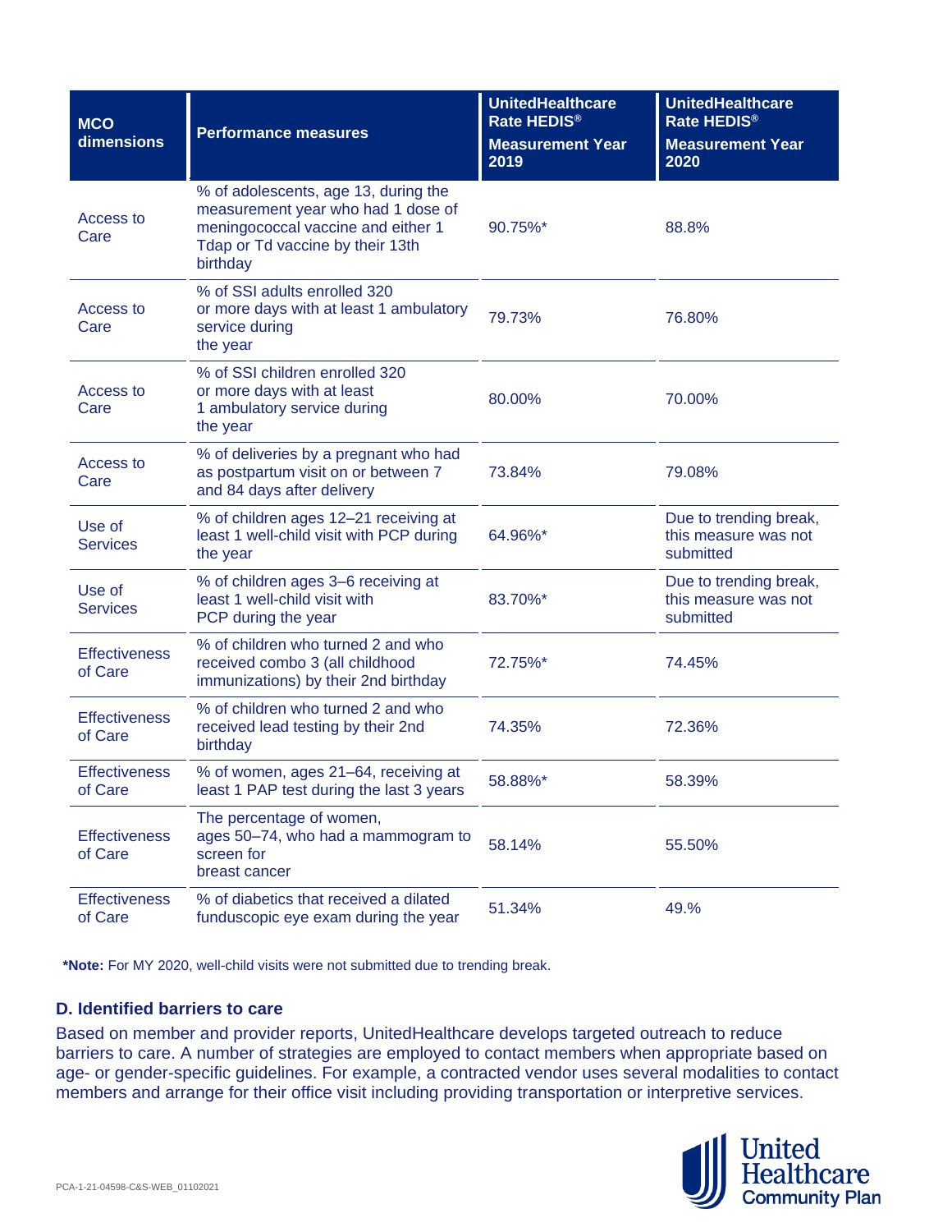| MCO dimensions | Performance measures | UnitedHealthcare Rate HEDIS® Measurement Year 2019 | UnitedHealthcare Rate HEDIS® Measurement Year 2020 |
|---|---|---|---|
| Access to Care | % of adolescents, age 13, during the measurement year who had 1 dose of meningococcal vaccine and either 1 Tdap or Td vaccine by their 13th birthday | 90.75%* | 88.8% |
| Access to Care | % of SSI adults enrolled 320 or more days with at least 1 ambulatory service during the year | 79.73% | 76.80% |
| Access to Care | % of SSI children enrolled 320 or more days with at least 1 ambulatory service during the year | 80.00% | 70.00% |
| Access to Care | % of deliveries by a pregnant who had as postpartum visit on or between 7 and 84 days after delivery | 73.84% | 79.08% |
| Use of Services | % of children ages 12–21 receiving at least 1 well-child visit with PCP during the year | 64.96%* | Due to trending break, this measure was not submitted |
| Use of Services | % of children ages 3–6 receiving at least 1 well-child visit with PCP during the year | 83.70%* | Due to trending break, this measure was not submitted |
| Effectiveness of Care | % of children who turned 2 and who received combo 3 (all childhood immunizations) by their 2nd birthday | 72.75%* | 74.45% |
| Effectiveness of Care | % of children who turned 2 and who received lead testing by their 2nd birthday | 74.35% | 72.36% |
| Effectiveness of Care | % of women, ages 21–64, receiving at least 1 PAP test during the last 3 years | 58.88%* | 58.39% |
| Effectiveness of Care | The percentage of women, ages 50–74, who had a mammogram to screen for breast cancer | 58.14% | 55.50% |
| Effectiveness of Care | % of diabetics that received a dilated funduscopic eye exam during the year | 51.34% | 49.% |

***Note:** For MY 2020, well-child visits were not submitted due to trending break.

### D. Identified barriers to care

Based on member and provider reports, UnitedHealthcare develops targeted outreach to reduce barriers to care. A number of strategies are employed to contact members when appropriate based on age- or gender-specific guidelines. For example, a contracted vendor uses several modalities to contact members and arrange for their office visit including providing transportation or interpretive services.

PCA-1-21-04598-C&S-WEB_01102021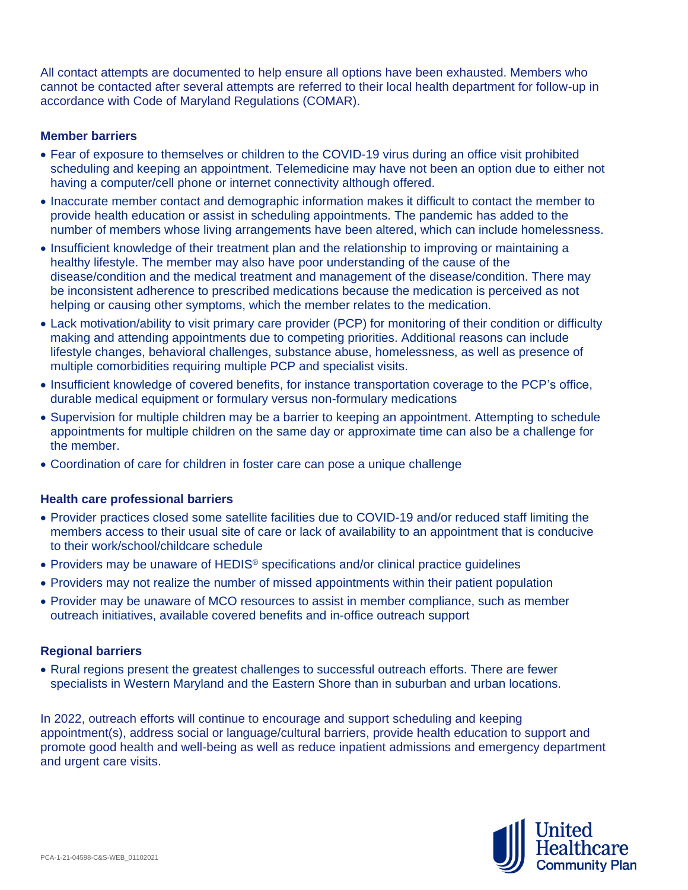All contact attempts are documented to help ensure all options have been exhausted. Members who cannot be contacted after several attempts are referred to their local health department for follow-up in accordance with Code of Maryland Regulations (COMAR).

**Member barriers**

- Fear of exposure to themselves or children to the COVID-19 virus during an office visit prohibited scheduling and keeping an appointment. Telemedicine may have not been an option due to either not having a computer/cell phone or internet connectivity although offered.
- Inaccurate member contact and demographic information makes it difficult to contact the member to provide health education or assist in scheduling appointments. The pandemic has added to the number of members whose living arrangements have been altered, which can include homelessness.
- Insufficient knowledge of their treatment plan and the relationship to improving or maintaining a healthy lifestyle. The member may also have poor understanding of the cause of the disease/condition and the medical treatment and management of the disease/condition. There may be inconsistent adherence to prescribed medications because the medication is perceived as not helping or causing other symptoms, which the member relates to the medication.
- Lack motivation/ability to visit primary care provider (PCP) for monitoring of their condition or difficulty making and attending appointments due to competing priorities. Additional reasons can include lifestyle changes, behavioral challenges, substance abuse, homelessness, as well as presence of multiple comorbidities requiring multiple PCP and specialist visits.
- Insufficient knowledge of covered benefits, for instance transportation coverage to the PCP's office, durable medical equipment or formulary versus non-formulary medications
- Supervision for multiple children may be a barrier to keeping an appointment. Attempting to schedule appointments for multiple children on the same day or approximate time can also be a challenge for the member.
- Coordination of care for children in foster care can pose a unique challenge

**Health care professional barriers**

- Provider practices closed some satellite facilities due to COVID-19 and/or reduced staff limiting the members access to their usual site of care or lack of availability to an appointment that is conducive to their work/school/childcare schedule
- Providers may be unaware of HEDIS® specifications and/or clinical practice guidelines
- Providers may not realize the number of missed appointments within their patient population
- Provider may be unaware of MCO resources to assist in member compliance, such as member outreach initiatives, available covered benefits and in-office outreach support

**Regional barriers**

- Rural regions present the greatest challenges to successful outreach efforts. There are fewer specialists in Western Maryland and the Eastern Shore than in suburban and urban locations.

In 2022, outreach efforts will continue to encourage and support scheduling and keeping appointment(s), address social or language/cultural barriers, provide health education to support and promote good health and well-being as well as reduce inpatient admissions and emergency department and urgent care visits.

PCA-1-21-04598-C&S-WEB_01102021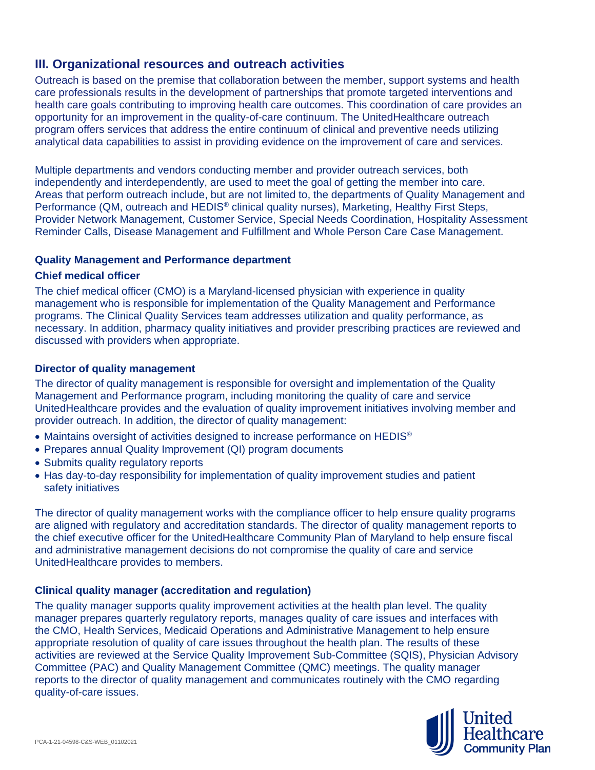## III. Organizational resources and outreach activities

Outreach is based on the premise that collaboration between the member, support systems and health care professionals results in the development of partnerships that promote targeted interventions and health care goals contributing to improving health care outcomes. This coordination of care provides an opportunity for an improvement in the quality-of-care continuum. The UnitedHealthcare outreach program offers services that address the entire continuum of clinical and preventive needs utilizing analytical data capabilities to assist in providing evidence on the improvement of care and services.

Multiple departments and vendors conducting member and provider outreach services, both independently and interdependently, are used to meet the goal of getting the member into care. Areas that perform outreach include, but are not limited to, the departments of Quality Management and Performance (QM, outreach and HEDIS® clinical quality nurses), Marketing, Healthy First Steps, Provider Network Management, Customer Service, Special Needs Coordination, Hospitality Assessment Reminder Calls, Disease Management and Fulfillment and Whole Person Care Case Management.

### Quality Management and Performance department

### Chief medical officer

The chief medical officer (CMO) is a Maryland-licensed physician with experience in quality management who is responsible for implementation of the Quality Management and Performance programs. The Clinical Quality Services team addresses utilization and quality performance, as necessary. In addition, pharmacy quality initiatives and provider prescribing practices are reviewed and discussed with providers when appropriate.

### Director of quality management

The director of quality management is responsible for oversight and implementation of the Quality Management and Performance program, including monitoring the quality of care and service UnitedHealthcare provides and the evaluation of quality improvement initiatives involving member and provider outreach. In addition, the director of quality management:

- Maintains oversight of activities designed to increase performance on HEDIS®
- Prepares annual Quality Improvement (QI) program documents
- Submits quality regulatory reports
- Has day-to-day responsibility for implementation of quality improvement studies and patient safety initiatives

The director of quality management works with the compliance officer to help ensure quality programs are aligned with regulatory and accreditation standards. The director of quality management reports to the chief executive officer for the UnitedHealthcare Community Plan of Maryland to help ensure fiscal and administrative management decisions do not compromise the quality of care and service UnitedHealthcare provides to members.

### Clinical quality manager (accreditation and regulation)

The quality manager supports quality improvement activities at the health plan level. The quality manager prepares quarterly regulatory reports, manages quality of care issues and interfaces with the CMO, Health Services, Medicaid Operations and Administrative Management to help ensure appropriate resolution of quality of care issues throughout the health plan. The results of these activities are reviewed at the Service Quality Improvement Sub-Committee (SQIS), Physician Advisory Committee (PAC) and Quality Management Committee (QMC) meetings. The quality manager reports to the director of quality management and communicates routinely with the CMO regarding quality-of-care issues.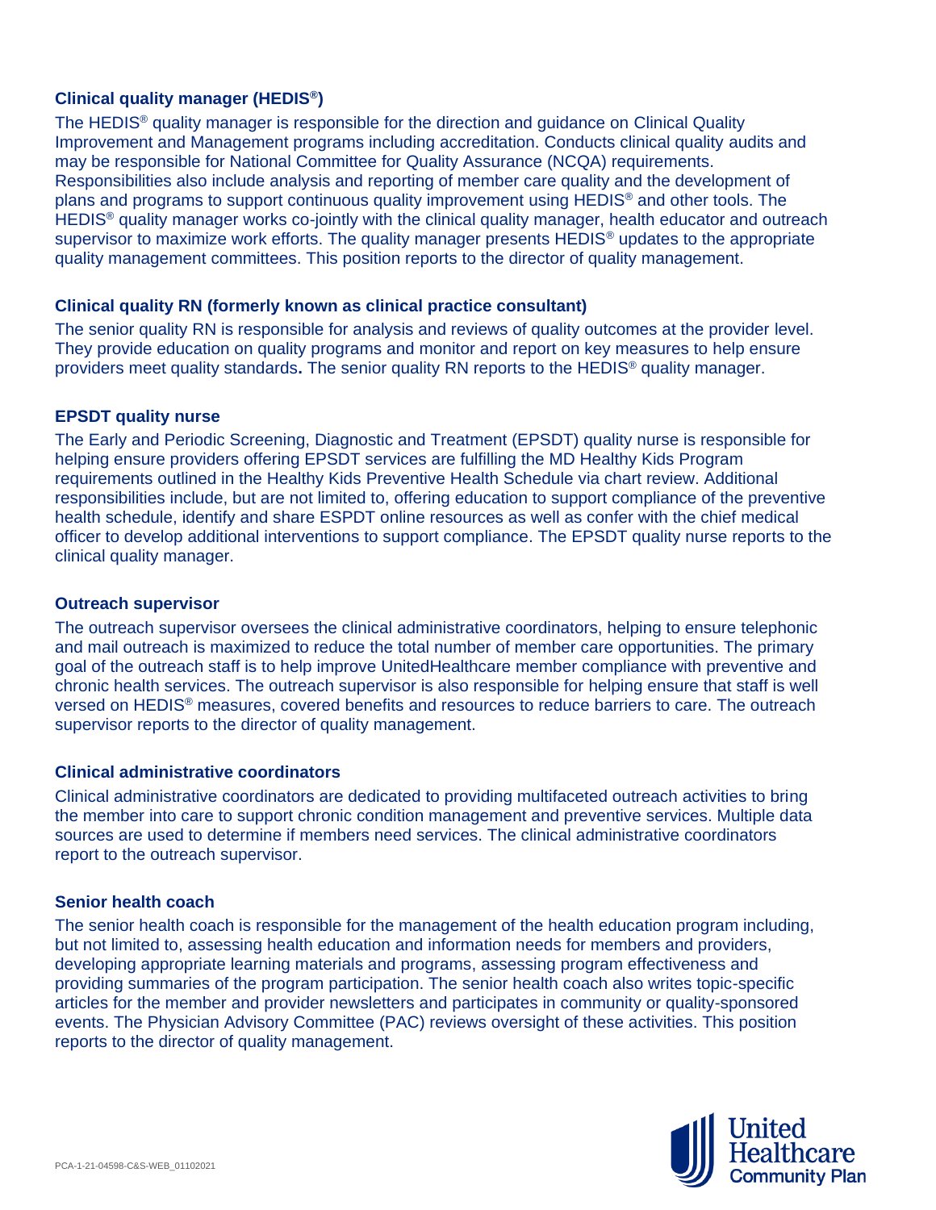**Clinical quality manager (HEDIS®)**

The HEDIS® quality manager is responsible for the direction and guidance on Clinical Quality Improvement and Management programs including accreditation. Conducts clinical quality audits and may be responsible for National Committee for Quality Assurance (NCQA) requirements. Responsibilities also include analysis and reporting of member care quality and the development of plans and programs to support continuous quality improvement using HEDIS® and other tools. The HEDIS® quality manager works co-jointly with the clinical quality manager, health educator and outreach supervisor to maximize work efforts. The quality manager presents HEDIS® updates to the appropriate quality management committees. This position reports to the director of quality management.

**Clinical quality RN (formerly known as clinical practice consultant)**

The senior quality RN is responsible for analysis and reviews of quality outcomes at the provider level. They provide education on quality programs and monitor and report on key measures to help ensure providers meet quality standards**.** The senior quality RN reports to the HEDIS® quality manager.

**EPSDT quality nurse**

The Early and Periodic Screening, Diagnostic and Treatment (EPSDT) quality nurse is responsible for helping ensure providers offering EPSDT services are fulfilling the MD Healthy Kids Program requirements outlined in the Healthy Kids Preventive Health Schedule via chart review. Additional responsibilities include, but are not limited to, offering education to support compliance of the preventive health schedule, identify and share ESPDT online resources as well as confer with the chief medical officer to develop additional interventions to support compliance. The EPSDT quality nurse reports to the clinical quality manager.

**Outreach supervisor**

The outreach supervisor oversees the clinical administrative coordinators, helping to ensure telephonic and mail outreach is maximized to reduce the total number of member care opportunities. The primary goal of the outreach staff is to help improve UnitedHealthcare member compliance with preventive and chronic health services. The outreach supervisor is also responsible for helping ensure that staff is well versed on HEDIS® measures, covered benefits and resources to reduce barriers to care. The outreach supervisor reports to the director of quality management.

**Clinical administrative coordinators**

Clinical administrative coordinators are dedicated to providing multifaceted outreach activities to bring the member into care to support chronic condition management and preventive services. Multiple data sources are used to determine if members need services. The clinical administrative coordinators report to the outreach supervisor.

**Senior health coach**

The senior health coach is responsible for the management of the health education program including, but not limited to, assessing health education and information needs for members and providers, developing appropriate learning materials and programs, assessing program effectiveness and providing summaries of the program participation. The senior health coach also writes topic-specific articles for the member and provider newsletters and participates in community or quality-sponsored events. The Physician Advisory Committee (PAC) reviews oversight of these activities. This position reports to the director of quality management.

PCA-1-21-04598-C&S-WEB_01102021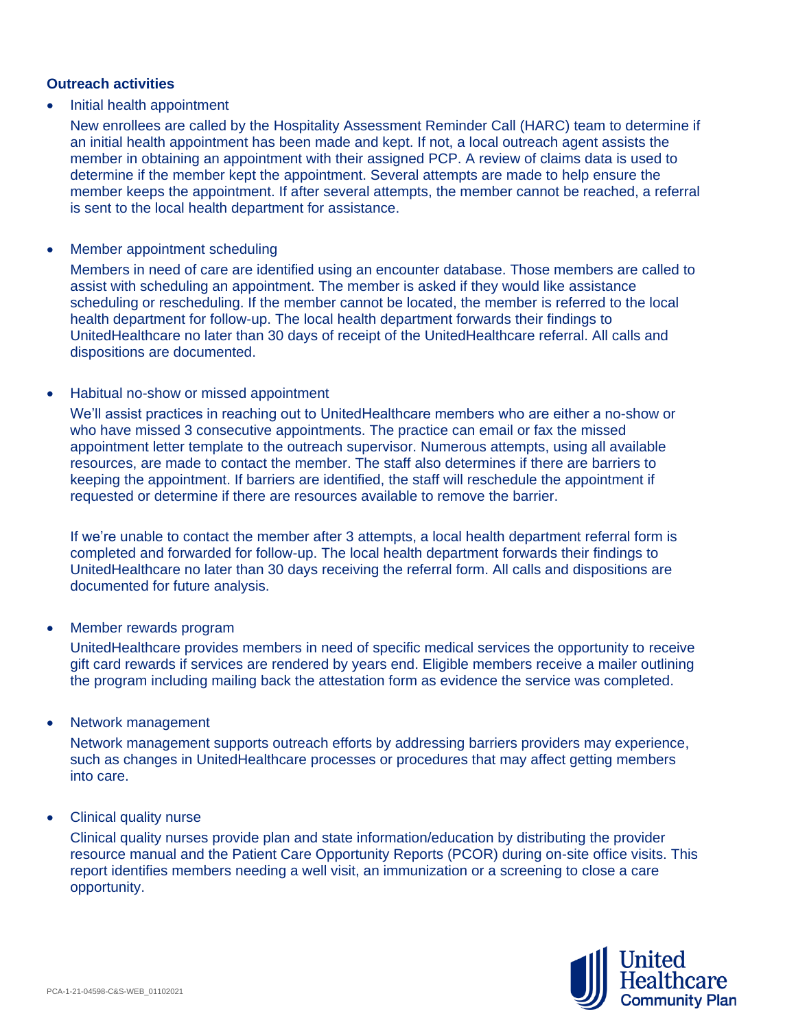**Outreach activities**

- Initial health appointment

  New enrollees are called by the Hospitality Assessment Reminder Call (HARC) team to determine if an initial health appointment has been made and kept. If not, a local outreach agent assists the member in obtaining an appointment with their assigned PCP. A review of claims data is used to determine if the member kept the appointment. Several attempts are made to help ensure the member keeps the appointment. If after several attempts, the member cannot be reached, a referral is sent to the local health department for assistance.

- Member appointment scheduling

  Members in need of care are identified using an encounter database. Those members are called to assist with scheduling an appointment. The member is asked if they would like assistance scheduling or rescheduling. If the member cannot be located, the member is referred to the local health department for follow-up. The local health department forwards their findings to UnitedHealthcare no later than 30 days of receipt of the UnitedHealthcare referral. All calls and dispositions are documented.

- Habitual no-show or missed appointment

  We'll assist practices in reaching out to UnitedHealthcare members who are either a no-show or who have missed 3 consecutive appointments. The practice can email or fax the missed appointment letter template to the outreach supervisor. Numerous attempts, using all available resources, are made to contact the member. The staff also determines if there are barriers to keeping the appointment. If barriers are identified, the staff will reschedule the appointment if requested or determine if there are resources available to remove the barrier.

  If we're unable to contact the member after 3 attempts, a local health department referral form is completed and forwarded for follow-up. The local health department forwards their findings to UnitedHealthcare no later than 30 days receiving the referral form. All calls and dispositions are documented for future analysis.

- Member rewards program

  UnitedHealthcare provides members in need of specific medical services the opportunity to receive gift card rewards if services are rendered by years end. Eligible members receive a mailer outlining the program including mailing back the attestation form as evidence the service was completed.

- Network management

  Network management supports outreach efforts by addressing barriers providers may experience, such as changes in UnitedHealthcare processes or procedures that may affect getting members into care.

- Clinical quality nurse

  Clinical quality nurses provide plan and state information/education by distributing the provider resource manual and the Patient Care Opportunity Reports (PCOR) during on-site office visits. This report identifies members needing a well visit, an immunization or a screening to close a care opportunity.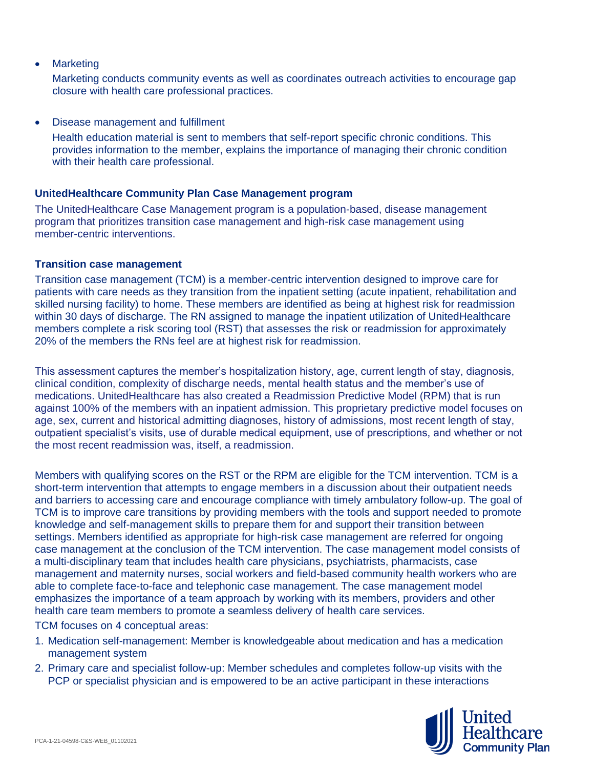- Marketing

  Marketing conducts community events as well as coordinates outreach activities to encourage gap closure with health care professional practices.

- Disease management and fulfillment

  Health education material is sent to members that self-report specific chronic conditions. This provides information to the member, explains the importance of managing their chronic condition with their health care professional.

### UnitedHealthcare Community Plan Case Management program

The UnitedHealthcare Case Management program is a population-based, disease management program that prioritizes transition case management and high-risk case management using member-centric interventions.

### Transition case management

Transition case management (TCM) is a member-centric intervention designed to improve care for patients with care needs as they transition from the inpatient setting (acute inpatient, rehabilitation and skilled nursing facility) to home. These members are identified as being at highest risk for readmission within 30 days of discharge. The RN assigned to manage the inpatient utilization of UnitedHealthcare members complete a risk scoring tool (RST) that assesses the risk or readmission for approximately 20% of the members the RNs feel are at highest risk for readmission.

This assessment captures the member's hospitalization history, age, current length of stay, diagnosis, clinical condition, complexity of discharge needs, mental health status and the member's use of medications. UnitedHealthcare has also created a Readmission Predictive Model (RPM) that is run against 100% of the members with an inpatient admission. This proprietary predictive model focuses on age, sex, current and historical admitting diagnoses, history of admissions, most recent length of stay, outpatient specialist's visits, use of durable medical equipment, use of prescriptions, and whether or not the most recent readmission was, itself, a readmission.

Members with qualifying scores on the RST or the RPM are eligible for the TCM intervention. TCM is a short-term intervention that attempts to engage members in a discussion about their outpatient needs and barriers to accessing care and encourage compliance with timely ambulatory follow-up. The goal of TCM is to improve care transitions by providing members with the tools and support needed to promote knowledge and self-management skills to prepare them for and support their transition between settings. Members identified as appropriate for high-risk case management are referred for ongoing case management at the conclusion of the TCM intervention. The case management model consists of a multi-disciplinary team that includes health care physicians, psychiatrists, pharmacists, case management and maternity nurses, social workers and field-based community health workers who are able to complete face-to-face and telephonic case management. The case management model emphasizes the importance of a team approach by working with its members, providers and other health care team members to promote a seamless delivery of health care services.

TCM focuses on 4 conceptual areas:

1. Medication self-management: Member is knowledgeable about medication and has a medication management system
2. Primary care and specialist follow-up: Member schedules and completes follow-up visits with the PCP or specialist physician and is empowered to be an active participant in these interactions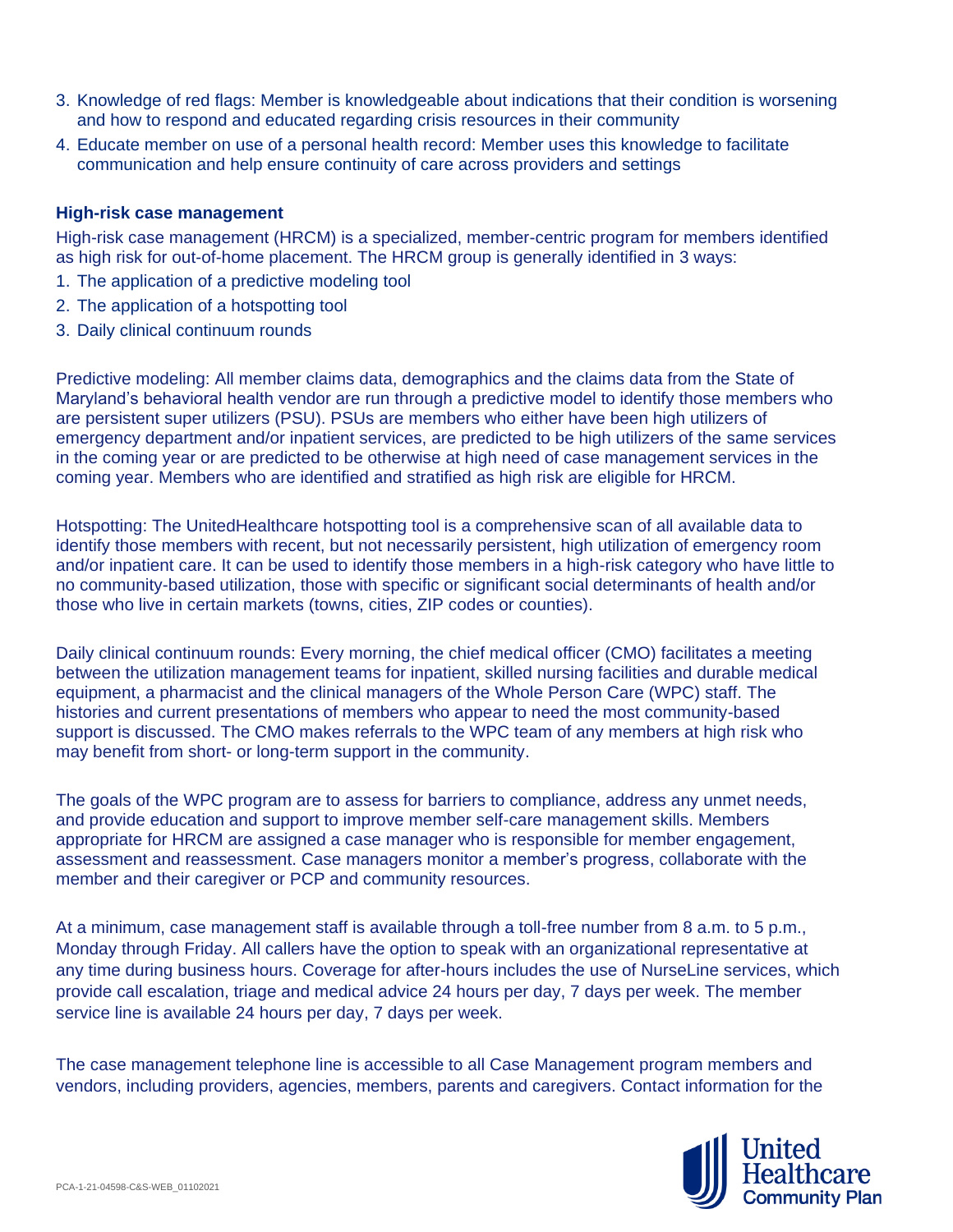3. Knowledge of red flags: Member is knowledgeable about indications that their condition is worsening and how to respond and educated regarding crisis resources in their community
4. Educate member on use of a personal health record: Member uses this knowledge to facilitate communication and help ensure continuity of care across providers and settings

**High-risk case management**

High-risk case management (HRCM) is a specialized, member-centric program for members identified as high risk for out-of-home placement. The HRCM group is generally identified in 3 ways:

1. The application of a predictive modeling tool
2. The application of a hotspotting tool
3. Daily clinical continuum rounds

Predictive modeling: All member claims data, demographics and the claims data from the State of Maryland's behavioral health vendor are run through a predictive model to identify those members who are persistent super utilizers (PSU). PSUs are members who either have been high utilizers of emergency department and/or inpatient services, are predicted to be high utilizers of the same services in the coming year or are predicted to be otherwise at high need of case management services in the coming year. Members who are identified and stratified as high risk are eligible for HRCM.

Hotspotting: The UnitedHealthcare hotspotting tool is a comprehensive scan of all available data to identify those members with recent, but not necessarily persistent, high utilization of emergency room and/or inpatient care. It can be used to identify those members in a high-risk category who have little to no community-based utilization, those with specific or significant social determinants of health and/or those who live in certain markets (towns, cities, ZIP codes or counties).

Daily clinical continuum rounds: Every morning, the chief medical officer (CMO) facilitates a meeting between the utilization management teams for inpatient, skilled nursing facilities and durable medical equipment, a pharmacist and the clinical managers of the Whole Person Care (WPC) staff. The histories and current presentations of members who appear to need the most community-based support is discussed. The CMO makes referrals to the WPC team of any members at high risk who may benefit from short- or long-term support in the community.

The goals of the WPC program are to assess for barriers to compliance, address any unmet needs, and provide education and support to improve member self-care management skills. Members appropriate for HRCM are assigned a case manager who is responsible for member engagement, assessment and reassessment. Case managers monitor a member's progress, collaborate with the member and their caregiver or PCP and community resources.

At a minimum, case management staff is available through a toll-free number from 8 a.m. to 5 p.m., Monday through Friday. All callers have the option to speak with an organizational representative at any time during business hours. Coverage for after-hours includes the use of NurseLine services, which provide call escalation, triage and medical advice 24 hours per day, 7 days per week. The member service line is available 24 hours per day, 7 days per week.

The case management telephone line is accessible to all Case Management program members and vendors, including providers, agencies, members, parents and caregivers. Contact information for the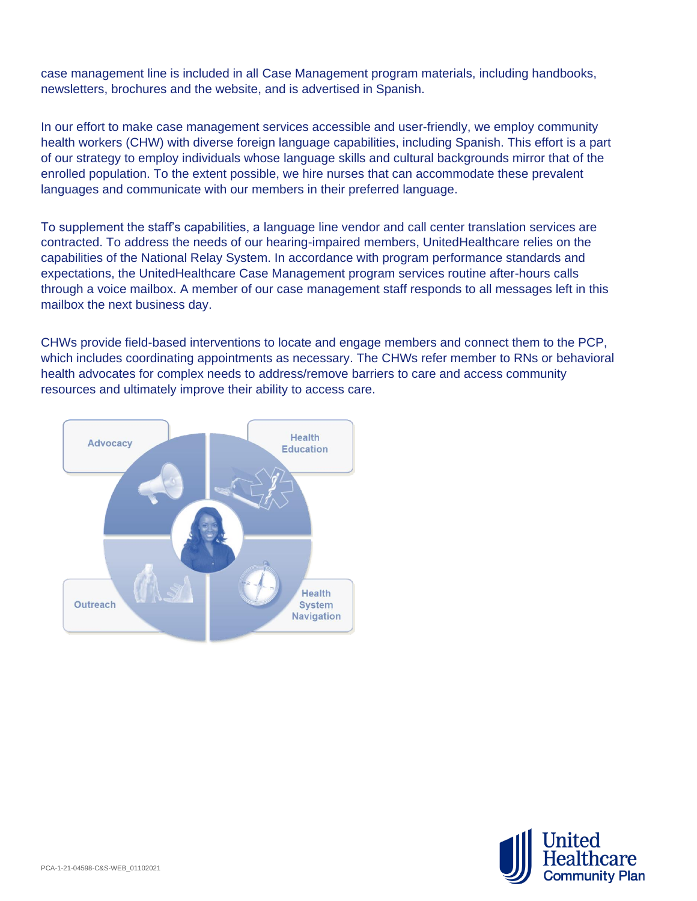case management line is included in all Case Management program materials, including handbooks, newsletters, brochures and the website, and is advertised in Spanish.

In our effort to make case management services accessible and user-friendly, we employ community health workers (CHW) with diverse foreign language capabilities, including Spanish. This effort is a part of our strategy to employ individuals whose language skills and cultural backgrounds mirror that of the enrolled population. To the extent possible, we hire nurses that can accommodate these prevalent languages and communicate with our members in their preferred language.

To supplement the staff's capabilities, a language line vendor and call center translation services are contracted. To address the needs of our hearing-impaired members, UnitedHealthcare relies on the capabilities of the National Relay System. In accordance with program performance standards and expectations, the UnitedHealthcare Case Management program services routine after-hours calls through a voice mailbox. A member of our case management staff responds to all messages left in this mailbox the next business day.

CHWs provide field-based interventions to locate and engage members and connect them to the PCP, which includes coordinating appointments as necessary. The CHWs refer member to RNs or behavioral health advocates for complex needs to address/remove barriers to care and access community resources and ultimately improve their ability to access care.

Advocacy

Health Education

Outreach

Health System Navigation

PCA-1-21-04598-C&S-WEB_01102021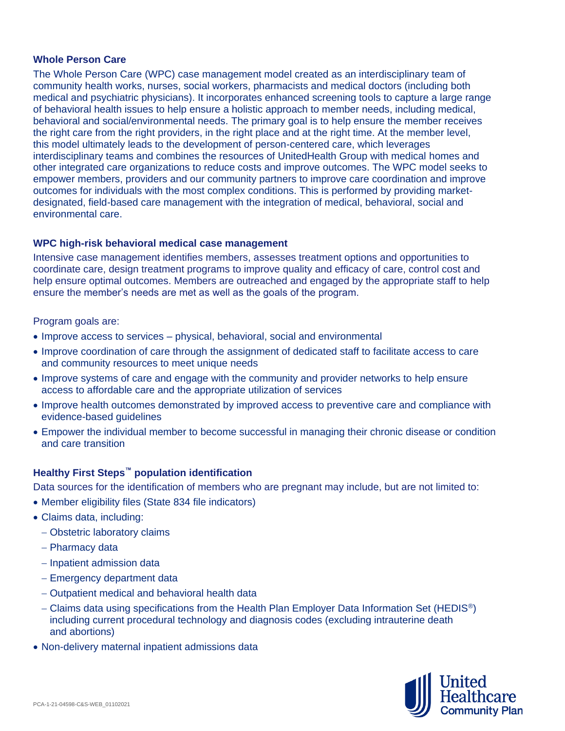### Whole Person Care

The Whole Person Care (WPC) case management model created as an interdisciplinary team of community health works, nurses, social workers, pharmacists and medical doctors (including both medical and psychiatric physicians). It incorporates enhanced screening tools to capture a large range of behavioral health issues to help ensure a holistic approach to member needs, including medical, behavioral and social/environmental needs. The primary goal is to help ensure the member receives the right care from the right providers, in the right place and at the right time. At the member level, this model ultimately leads to the development of person-centered care, which leverages interdisciplinary teams and combines the resources of UnitedHealth Group with medical homes and other integrated care organizations to reduce costs and improve outcomes. The WPC model seeks to empower members, providers and our community partners to improve care coordination and improve outcomes for individuals with the most complex conditions. This is performed by providing market-designated, field-based care management with the integration of medical, behavioral, social and environmental care.

### WPC high-risk behavioral medical case management

Intensive case management identifies members, assesses treatment options and opportunities to coordinate care, design treatment programs to improve quality and efficacy of care, control cost and help ensure optimal outcomes. Members are outreached and engaged by the appropriate staff to help ensure the member's needs are met as well as the goals of the program.

Program goals are:

- Improve access to services – physical, behavioral, social and environmental
- Improve coordination of care through the assignment of dedicated staff to facilitate access to care and community resources to meet unique needs
- Improve systems of care and engage with the community and provider networks to help ensure access to affordable care and the appropriate utilization of services
- Improve health outcomes demonstrated by improved access to preventive care and compliance with evidence-based guidelines
- Empower the individual member to become successful in managing their chronic disease or condition and care transition

### Healthy First Steps™ population identification

Data sources for the identification of members who are pregnant may include, but are not limited to:

- Member eligibility files (State 834 file indicators)
- Claims data, including:
  - Obstetric laboratory claims
  - Pharmacy data
  - Inpatient admission data
  - Emergency department data
  - Outpatient medical and behavioral health data
  - Claims data using specifications from the Health Plan Employer Data Information Set (HEDIS®) including current procedural technology and diagnosis codes (excluding intrauterine death and abortions)
- Non-delivery maternal inpatient admissions data

PCA-1-21-04598-C&S-WEB_01102021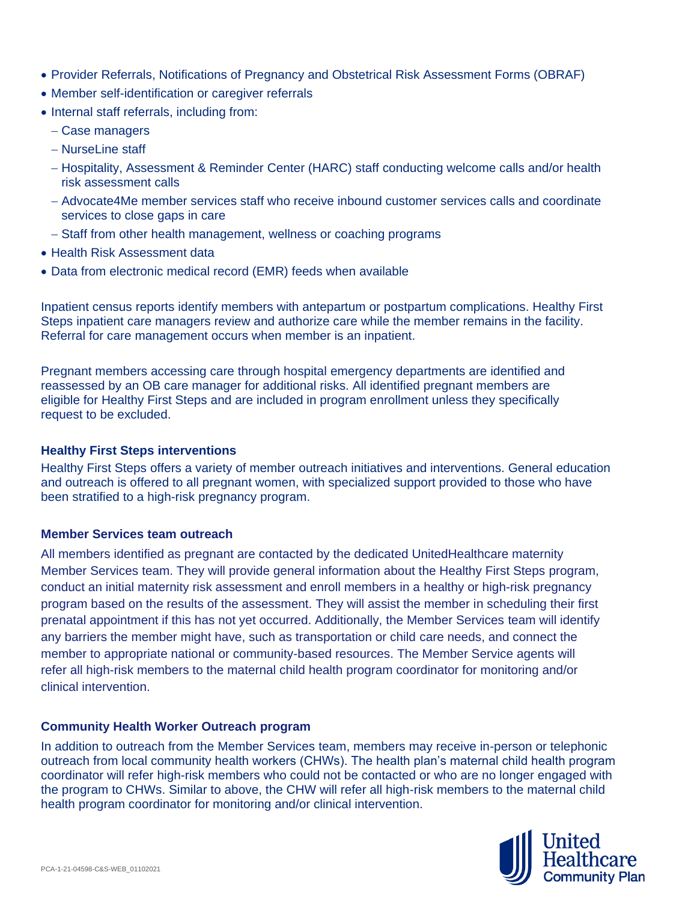- Provider Referrals, Notifications of Pregnancy and Obstetrical Risk Assessment Forms (OBRAF)
- Member self-identification or caregiver referrals
- Internal staff referrals, including from:
  - Case managers
  - NurseLine staff
  - Hospitality, Assessment & Reminder Center (HARC) staff conducting welcome calls and/or health risk assessment calls
  - Advocate4Me member services staff who receive inbound customer services calls and coordinate services to close gaps in care
  - Staff from other health management, wellness or coaching programs
- Health Risk Assessment data
- Data from electronic medical record (EMR) feeds when available

Inpatient census reports identify members with antepartum or postpartum complications. Healthy First Steps inpatient care managers review and authorize care while the member remains in the facility. Referral for care management occurs when member is an inpatient.

Pregnant members accessing care through hospital emergency departments are identified and reassessed by an OB care manager for additional risks. All identified pregnant members are eligible for Healthy First Steps and are included in program enrollment unless they specifically request to be excluded.

### Healthy First Steps interventions

Healthy First Steps offers a variety of member outreach initiatives and interventions. General education and outreach is offered to all pregnant women, with specialized support provided to those who have been stratified to a high-risk pregnancy program.

### Member Services team outreach

All members identified as pregnant are contacted by the dedicated UnitedHealthcare maternity Member Services team. They will provide general information about the Healthy First Steps program, conduct an initial maternity risk assessment and enroll members in a healthy or high-risk pregnancy program based on the results of the assessment. They will assist the member in scheduling their first prenatal appointment if this has not yet occurred. Additionally, the Member Services team will identify any barriers the member might have, such as transportation or child care needs, and connect the member to appropriate national or community-based resources. The Member Service agents will refer all high-risk members to the maternal child health program coordinator for monitoring and/or clinical intervention.

### Community Health Worker Outreach program

In addition to outreach from the Member Services team, members may receive in-person or telephonic outreach from local community health workers (CHWs). The health plan's maternal child health program coordinator will refer high-risk members who could not be contacted or who are no longer engaged with the program to CHWs. Similar to above, the CHW will refer all high-risk members to the maternal child health program coordinator for monitoring and/or clinical intervention.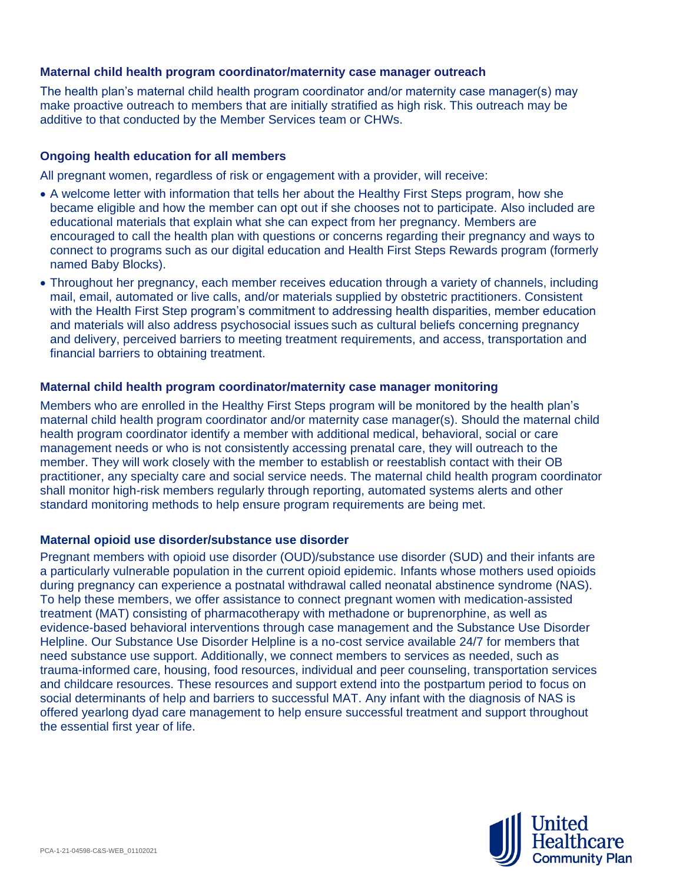### Maternal child health program coordinator/maternity case manager outreach

The health plan's maternal child health program coordinator and/or maternity case manager(s) may make proactive outreach to members that are initially stratified as high risk. This outreach may be additive to that conducted by the Member Services team or CHWs.

### Ongoing health education for all members

All pregnant women, regardless of risk or engagement with a provider, will receive:

- A welcome letter with information that tells her about the Healthy First Steps program, how she became eligible and how the member can opt out if she chooses not to participate. Also included are educational materials that explain what she can expect from her pregnancy. Members are encouraged to call the health plan with questions or concerns regarding their pregnancy and ways to connect to programs such as our digital education and Health First Steps Rewards program (formerly named Baby Blocks).
- Throughout her pregnancy, each member receives education through a variety of channels, including mail, email, automated or live calls, and/or materials supplied by obstetric practitioners. Consistent with the Health First Step program's commitment to addressing health disparities, member education and materials will also address psychosocial issues such as cultural beliefs concerning pregnancy and delivery, perceived barriers to meeting treatment requirements, and access, transportation and financial barriers to obtaining treatment.

### Maternal child health program coordinator/maternity case manager monitoring

Members who are enrolled in the Healthy First Steps program will be monitored by the health plan's maternal child health program coordinator and/or maternity case manager(s). Should the maternal child health program coordinator identify a member with additional medical, behavioral, social or care management needs or who is not consistently accessing prenatal care, they will outreach to the member. They will work closely with the member to establish or reestablish contact with their OB practitioner, any specialty care and social service needs. The maternal child health program coordinator shall monitor high-risk members regularly through reporting, automated systems alerts and other standard monitoring methods to help ensure program requirements are being met.

### Maternal opioid use disorder/substance use disorder

Pregnant members with opioid use disorder (OUD)/substance use disorder (SUD) and their infants are a particularly vulnerable population in the current opioid epidemic. Infants whose mothers used opioids during pregnancy can experience a postnatal withdrawal called neonatal abstinence syndrome (NAS). To help these members, we offer assistance to connect pregnant women with medication-assisted treatment (MAT) consisting of pharmacotherapy with methadone or buprenorphine, as well as evidence-based behavioral interventions through case management and the Substance Use Disorder Helpline. Our Substance Use Disorder Helpline is a no-cost service available 24/7 for members that need substance use support. Additionally, we connect members to services as needed, such as trauma-informed care, housing, food resources, individual and peer counseling, transportation services and childcare resources. These resources and support extend into the postpartum period to focus on social determinants of help and barriers to successful MAT. Any infant with the diagnosis of NAS is offered yearlong dyad care management to help ensure successful treatment and support throughout the essential first year of life.

PCA-1-21-04598-C&S-WEB_01102021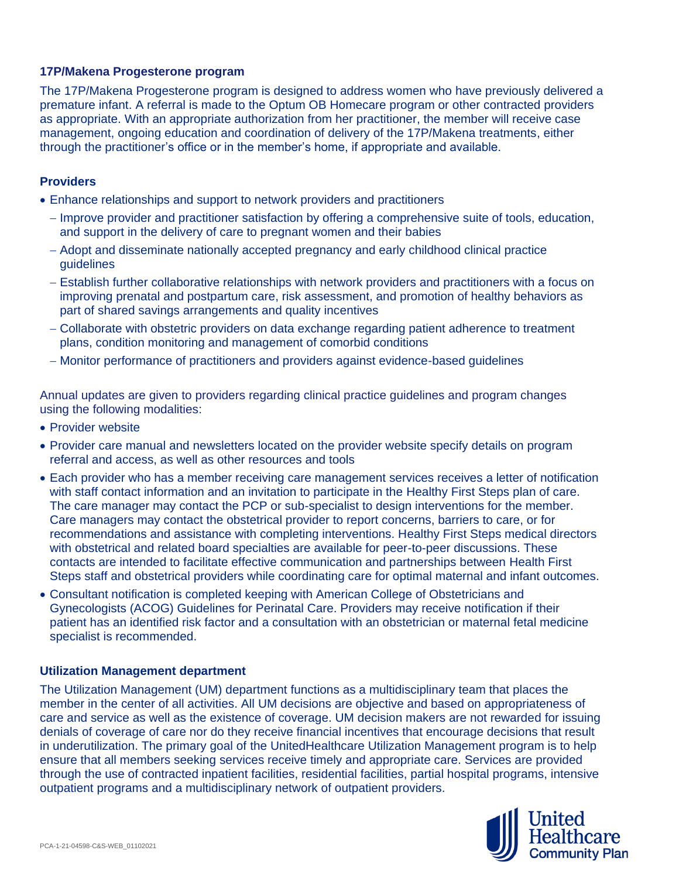### 17P/Makena Progesterone program

The 17P/Makena Progesterone program is designed to address women who have previously delivered a premature infant. A referral is made to the Optum OB Homecare program or other contracted providers as appropriate. With an appropriate authorization from her practitioner, the member will receive case management, ongoing education and coordination of delivery of the 17P/Makena treatments, either through the practitioner's office or in the member's home, if appropriate and available.

### Providers

- Enhance relationships and support to network providers and practitioners
  - Improve provider and practitioner satisfaction by offering a comprehensive suite of tools, education, and support in the delivery of care to pregnant women and their babies
  - Adopt and disseminate nationally accepted pregnancy and early childhood clinical practice guidelines
  - Establish further collaborative relationships with network providers and practitioners with a focus on improving prenatal and postpartum care, risk assessment, and promotion of healthy behaviors as part of shared savings arrangements and quality incentives
  - Collaborate with obstetric providers on data exchange regarding patient adherence to treatment plans, condition monitoring and management of comorbid conditions
  - Monitor performance of practitioners and providers against evidence-based guidelines

Annual updates are given to providers regarding clinical practice guidelines and program changes using the following modalities:

- Provider website
- Provider care manual and newsletters located on the provider website specify details on program referral and access, as well as other resources and tools
- Each provider who has a member receiving care management services receives a letter of notification with staff contact information and an invitation to participate in the Healthy First Steps plan of care. The care manager may contact the PCP or sub-specialist to design interventions for the member. Care managers may contact the obstetrical provider to report concerns, barriers to care, or for recommendations and assistance with completing interventions. Healthy First Steps medical directors with obstetrical and related board specialties are available for peer-to-peer discussions. These contacts are intended to facilitate effective communication and partnerships between Health First Steps staff and obstetrical providers while coordinating care for optimal maternal and infant outcomes.
- Consultant notification is completed keeping with American College of Obstetricians and Gynecologists (ACOG) Guidelines for Perinatal Care. Providers may receive notification if their patient has an identified risk factor and a consultation with an obstetrician or maternal fetal medicine specialist is recommended.

### Utilization Management department

The Utilization Management (UM) department functions as a multidisciplinary team that places the member in the center of all activities. All UM decisions are objective and based on appropriateness of care and service as well as the existence of coverage. UM decision makers are not rewarded for issuing denials of coverage of care nor do they receive financial incentives that encourage decisions that result in underutilization. The primary goal of the UnitedHealthcare Utilization Management program is to help ensure that all members seeking services receive timely and appropriate care. Services are provided through the use of contracted inpatient facilities, residential facilities, partial hospital programs, intensive outpatient programs and a multidisciplinary network of outpatient providers.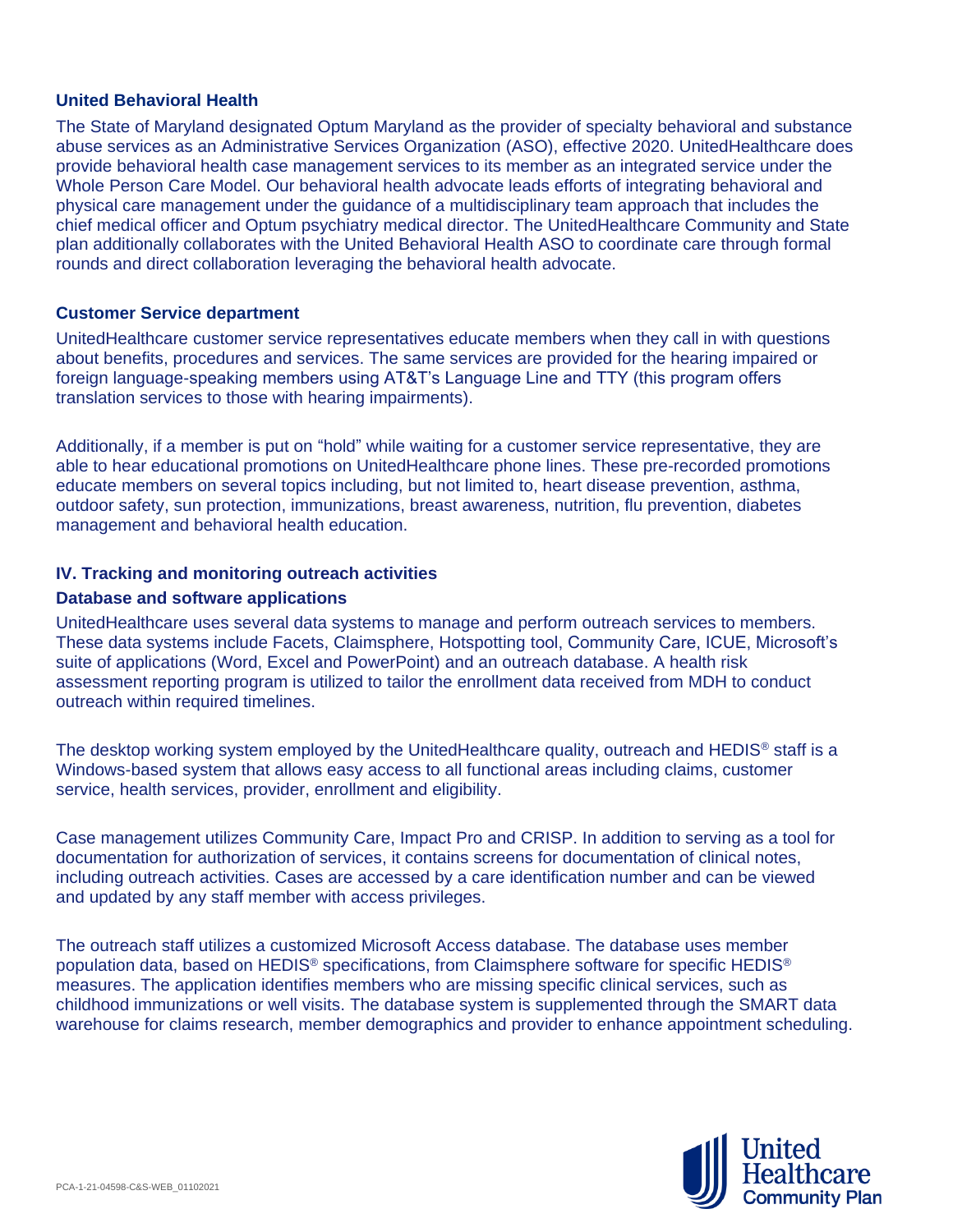### United Behavioral Health

The State of Maryland designated Optum Maryland as the provider of specialty behavioral and substance abuse services as an Administrative Services Organization (ASO), effective 2020. UnitedHealthcare does provide behavioral health case management services to its member as an integrated service under the Whole Person Care Model. Our behavioral health advocate leads efforts of integrating behavioral and physical care management under the guidance of a multidisciplinary team approach that includes the chief medical officer and Optum psychiatry medical director. The UnitedHealthcare Community and State plan additionally collaborates with the United Behavioral Health ASO to coordinate care through formal rounds and direct collaboration leveraging the behavioral health advocate.

### Customer Service department

UnitedHealthcare customer service representatives educate members when they call in with questions about benefits, procedures and services. The same services are provided for the hearing impaired or foreign language-speaking members using AT&T's Language Line and TTY (this program offers translation services to those with hearing impairments).

Additionally, if a member is put on "hold" while waiting for a customer service representative, they are able to hear educational promotions on UnitedHealthcare phone lines. These pre-recorded promotions educate members on several topics including, but not limited to, heart disease prevention, asthma, outdoor safety, sun protection, immunizations, breast awareness, nutrition, flu prevention, diabetes management and behavioral health education.

## IV. Tracking and monitoring outreach activities

### Database and software applications

UnitedHealthcare uses several data systems to manage and perform outreach services to members. These data systems include Facets, Claimsphere, Hotspotting tool, Community Care, ICUE, Microsoft's suite of applications (Word, Excel and PowerPoint) and an outreach database. A health risk assessment reporting program is utilized to tailor the enrollment data received from MDH to conduct outreach within required timelines.

The desktop working system employed by the UnitedHealthcare quality, outreach and HEDIS® staff is a Windows-based system that allows easy access to all functional areas including claims, customer service, health services, provider, enrollment and eligibility.

Case management utilizes Community Care, Impact Pro and CRISP. In addition to serving as a tool for documentation for authorization of services, it contains screens for documentation of clinical notes, including outreach activities. Cases are accessed by a care identification number and can be viewed and updated by any staff member with access privileges.

The outreach staff utilizes a customized Microsoft Access database. The database uses member population data, based on HEDIS® specifications, from Claimsphere software for specific HEDIS® measures. The application identifies members who are missing specific clinical services, such as childhood immunizations or well visits. The database system is supplemented through the SMART data warehouse for claims research, member demographics and provider to enhance appointment scheduling.

PCA-1-21-04598-C&S-WEB_01102021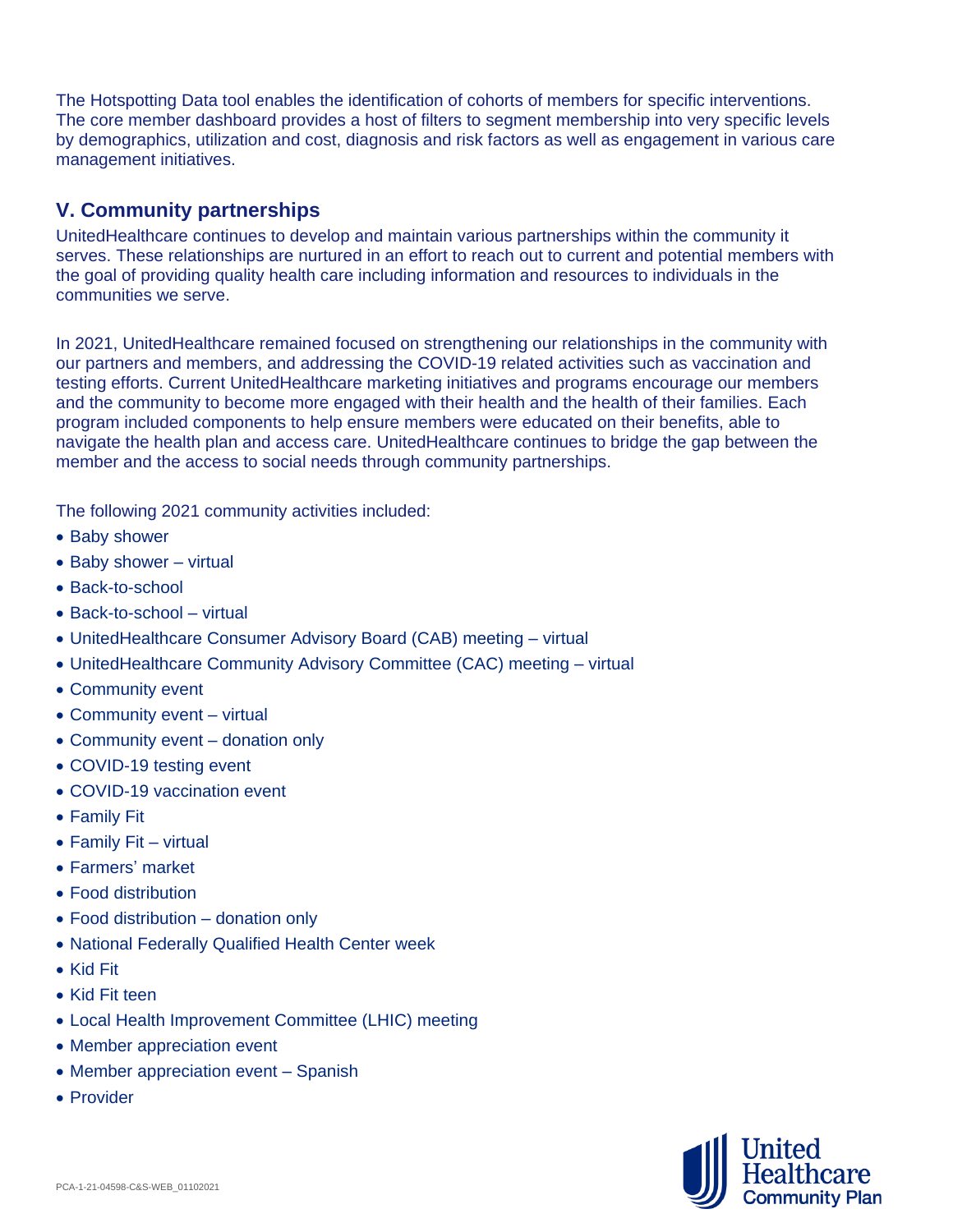The Hotspotting Data tool enables the identification of cohorts of members for specific interventions. The core member dashboard provides a host of filters to segment membership into very specific levels by demographics, utilization and cost, diagnosis and risk factors as well as engagement in various care management initiatives.

## V. Community partnerships

UnitedHealthcare continues to develop and maintain various partnerships within the community it serves. These relationships are nurtured in an effort to reach out to current and potential members with the goal of providing quality health care including information and resources to individuals in the communities we serve.

In 2021, UnitedHealthcare remained focused on strengthening our relationships in the community with our partners and members, and addressing the COVID-19 related activities such as vaccination and testing efforts. Current UnitedHealthcare marketing initiatives and programs encourage our members and the community to become more engaged with their health and the health of their families. Each program included components to help ensure members were educated on their benefits, able to navigate the health plan and access care. UnitedHealthcare continues to bridge the gap between the member and the access to social needs through community partnerships.

The following 2021 community activities included:

- Baby shower
- Baby shower – virtual
- Back-to-school
- Back-to-school – virtual
- UnitedHealthcare Consumer Advisory Board (CAB) meeting – virtual
- UnitedHealthcare Community Advisory Committee (CAC) meeting – virtual
- Community event
- Community event – virtual
- Community event – donation only
- COVID-19 testing event
- COVID-19 vaccination event
- Family Fit
- Family Fit – virtual
- Farmers' market
- Food distribution
- Food distribution – donation only
- National Federally Qualified Health Center week
- Kid Fit
- Kid Fit teen
- Local Health Improvement Committee (LHIC) meeting
- Member appreciation event
- Member appreciation event – Spanish
- Provider

PCA-1-21-04598-C&S-WEB_01102021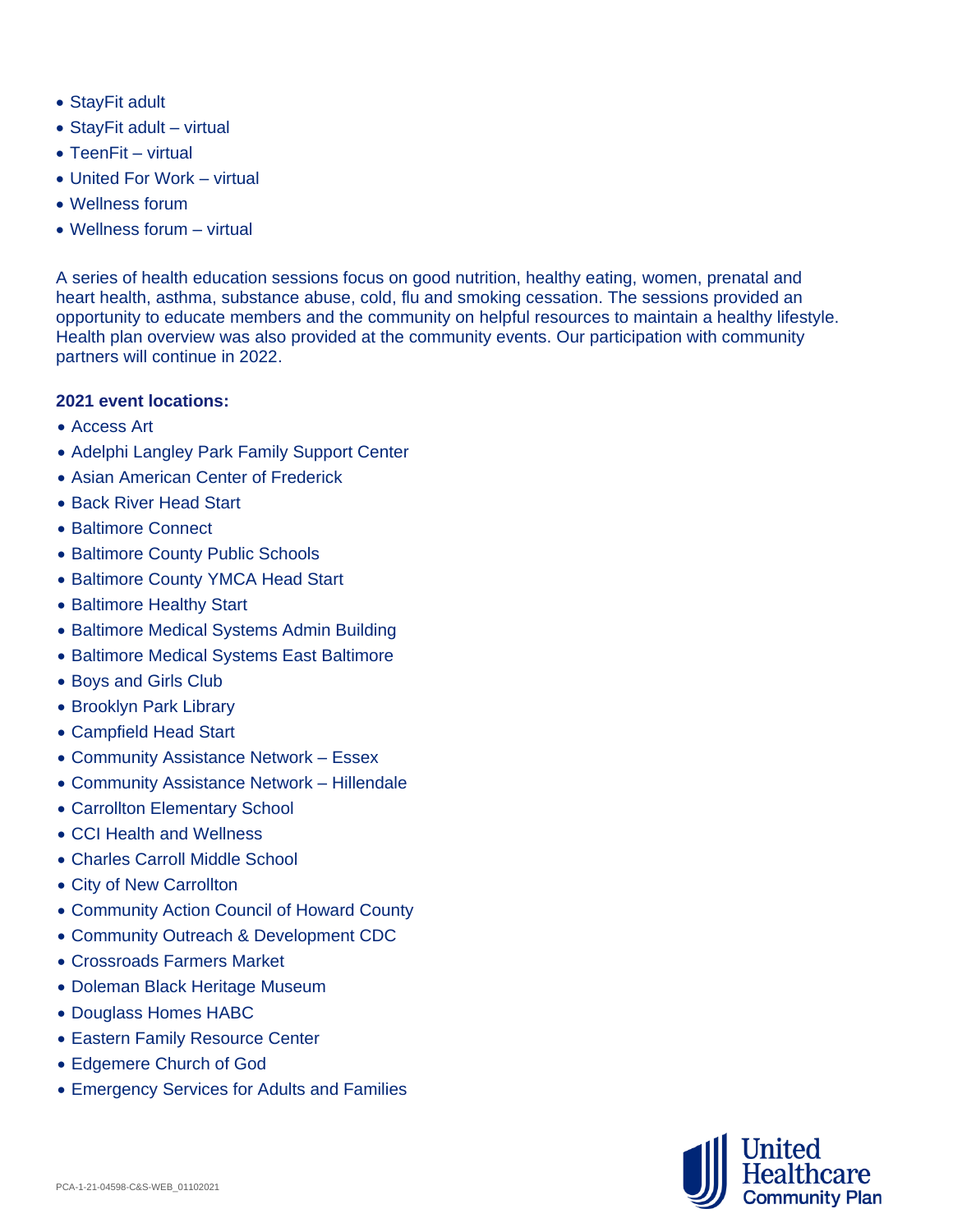- StayFit adult
- StayFit adult – virtual
- TeenFit – virtual
- United For Work – virtual
- Wellness forum
- Wellness forum – virtual

A series of health education sessions focus on good nutrition, healthy eating, women, prenatal and heart health, asthma, substance abuse, cold, flu and smoking cessation. The sessions provided an opportunity to educate members and the community on helpful resources to maintain a healthy lifestyle. Health plan overview was also provided at the community events. Our participation with community partners will continue in 2022.

**2021 event locations:**

- Access Art
- Adelphi Langley Park Family Support Center
- Asian American Center of Frederick
- Back River Head Start
- Baltimore Connect
- Baltimore County Public Schools
- Baltimore County YMCA Head Start
- Baltimore Healthy Start
- Baltimore Medical Systems Admin Building
- Baltimore Medical Systems East Baltimore
- Boys and Girls Club
- Brooklyn Park Library
- Campfield Head Start
- Community Assistance Network – Essex
- Community Assistance Network – Hillendale
- Carrollton Elementary School
- CCI Health and Wellness
- Charles Carroll Middle School
- City of New Carrollton
- Community Action Council of Howard County
- Community Outreach & Development CDC
- Crossroads Farmers Market
- Doleman Black Heritage Museum
- Douglass Homes HABC
- Eastern Family Resource Center
- Edgemere Church of God
- Emergency Services for Adults and Families

PCA-1-21-04598-C&S-WEB_01102021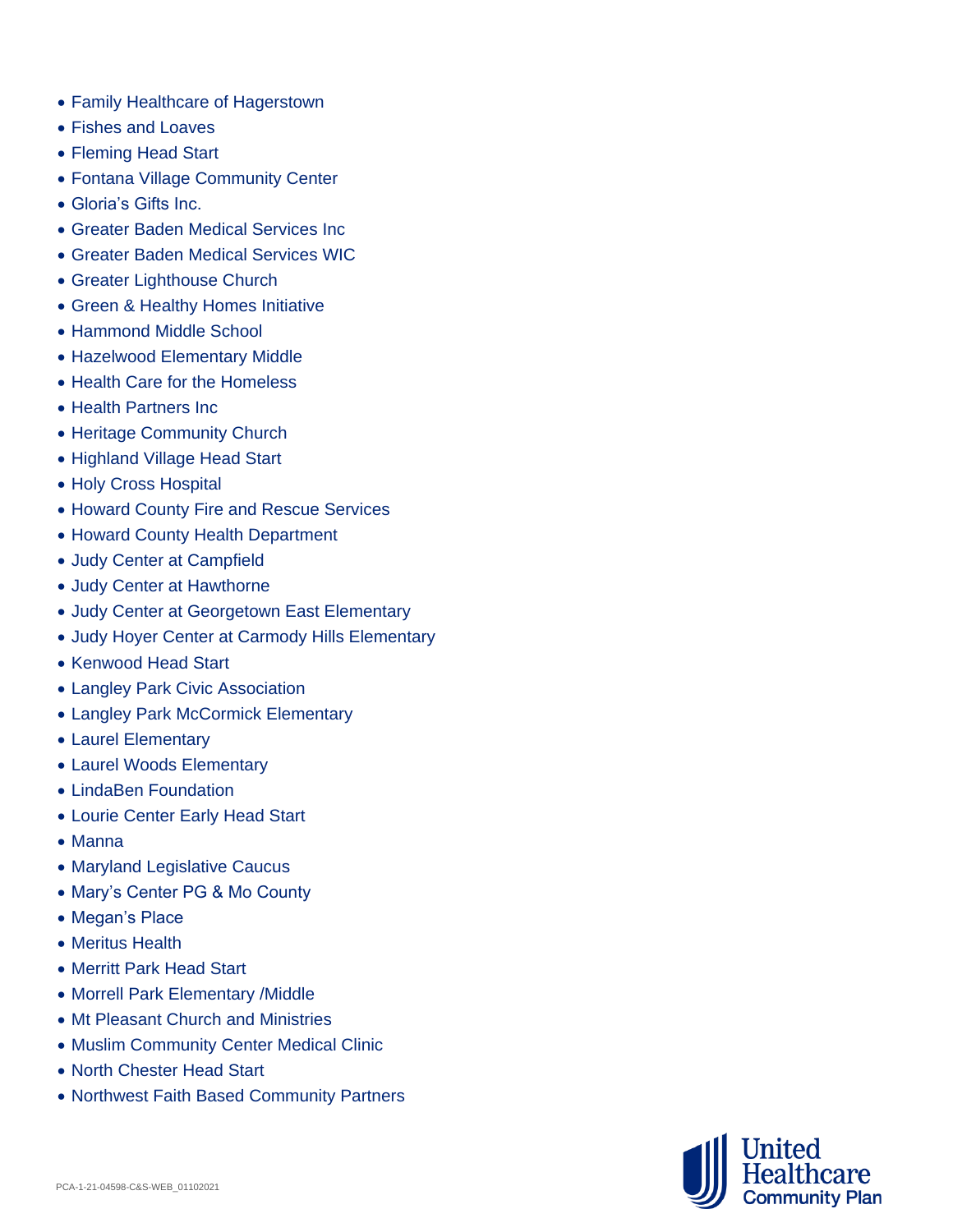- Family Healthcare of Hagerstown
- Fishes and Loaves
- Fleming Head Start
- Fontana Village Community Center
- Gloria's Gifts Inc.
- Greater Baden Medical Services Inc
- Greater Baden Medical Services WIC
- Greater Lighthouse Church
- Green & Healthy Homes Initiative
- Hammond Middle School
- Hazelwood Elementary Middle
- Health Care for the Homeless
- Health Partners Inc
- Heritage Community Church
- Highland Village Head Start
- Holy Cross Hospital
- Howard County Fire and Rescue Services
- Howard County Health Department
- Judy Center at Campfield
- Judy Center at Hawthorne
- Judy Center at Georgetown East Elementary
- Judy Hoyer Center at Carmody Hills Elementary
- Kenwood Head Start
- Langley Park Civic Association
- Langley Park McCormick Elementary
- Laurel Elementary
- Laurel Woods Elementary
- LindaBen Foundation
- Lourie Center Early Head Start
- Manna
- Maryland Legislative Caucus
- Mary's Center PG & Mo County
- Megan's Place
- Meritus Health
- Merritt Park Head Start
- Morrell Park Elementary /Middle
- Mt Pleasant Church and Ministries
- Muslim Community Center Medical Clinic
- North Chester Head Start
- Northwest Faith Based Community Partners

PCA-1-21-04598-C&S-WEB_01102021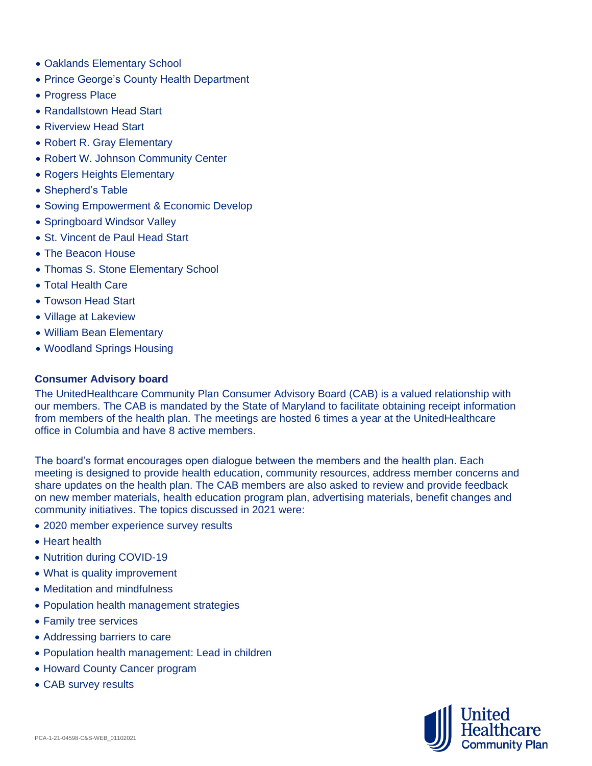- Oaklands Elementary School
- Prince George's County Health Department
- Progress Place
- Randallstown Head Start
- Riverview Head Start
- Robert R. Gray Elementary
- Robert W. Johnson Community Center
- Rogers Heights Elementary
- Shepherd's Table
- Sowing Empowerment & Economic Develop
- Springboard Windsor Valley
- St. Vincent de Paul Head Start
- The Beacon House
- Thomas S. Stone Elementary School
- Total Health Care
- Towson Head Start
- Village at Lakeview
- William Bean Elementary
- Woodland Springs Housing

### Consumer Advisory board

The UnitedHealthcare Community Plan Consumer Advisory Board (CAB) is a valued relationship with our members. The CAB is mandated by the State of Maryland to facilitate obtaining receipt information from members of the health plan. The meetings are hosted 6 times a year at the UnitedHealthcare office in Columbia and have 8 active members.

The board's format encourages open dialogue between the members and the health plan. Each meeting is designed to provide health education, community resources, address member concerns and share updates on the health plan. The CAB members are also asked to review and provide feedback on new member materials, health education program plan, advertising materials, benefit changes and community initiatives. The topics discussed in 2021 were:

- 2020 member experience survey results
- Heart health
- Nutrition during COVID-19
- What is quality improvement
- Meditation and mindfulness
- Population health management strategies
- Family tree services
- Addressing barriers to care
- Population health management: Lead in children
- Howard County Cancer program
- CAB survey results

PCA-1-21-04598-C&S-WEB_01102021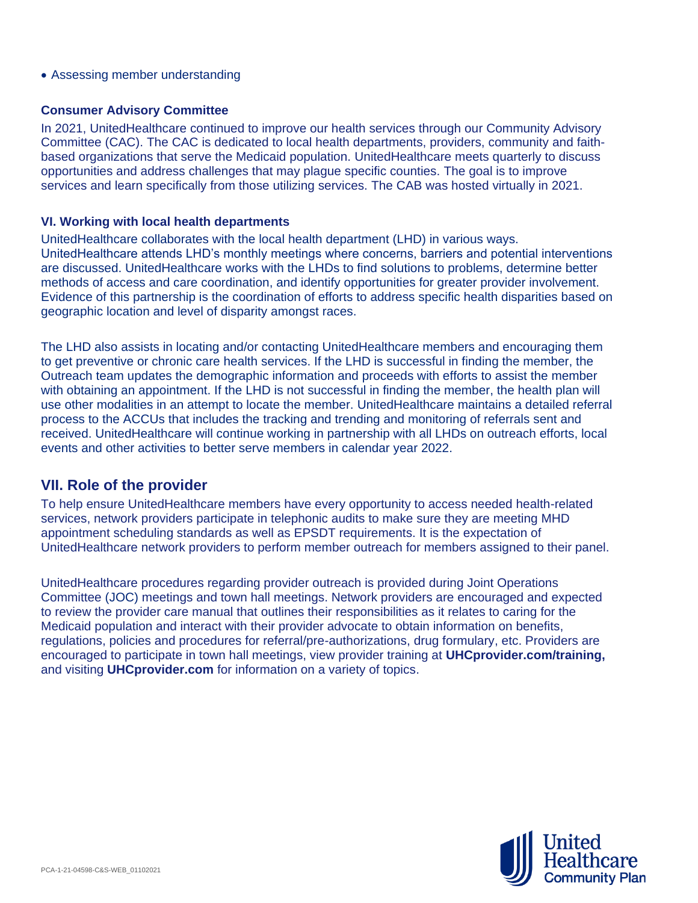- Assessing member understanding

### Consumer Advisory Committee

In 2021, UnitedHealthcare continued to improve our health services through our Community Advisory Committee (CAC). The CAC is dedicated to local health departments, providers, community and faith-based organizations that serve the Medicaid population. UnitedHealthcare meets quarterly to discuss opportunities and address challenges that may plague specific counties. The goal is to improve services and learn specifically from those utilizing services. The CAB was hosted virtually in 2021.

### VI. Working with local health departments

UnitedHealthcare collaborates with the local health department (LHD) in various ways. UnitedHealthcare attends LHD's monthly meetings where concerns, barriers and potential interventions are discussed. UnitedHealthcare works with the LHDs to find solutions to problems, determine better methods of access and care coordination, and identify opportunities for greater provider involvement. Evidence of this partnership is the coordination of efforts to address specific health disparities based on geographic location and level of disparity amongst races.

The LHD also assists in locating and/or contacting UnitedHealthcare members and encouraging them to get preventive or chronic care health services. If the LHD is successful in finding the member, the Outreach team updates the demographic information and proceeds with efforts to assist the member with obtaining an appointment. If the LHD is not successful in finding the member, the health plan will use other modalities in an attempt to locate the member. UnitedHealthcare maintains a detailed referral process to the ACCUs that includes the tracking and trending and monitoring of referrals sent and received. UnitedHealthcare will continue working in partnership with all LHDs on outreach efforts, local events and other activities to better serve members in calendar year 2022.

## VII. Role of the provider

To help ensure UnitedHealthcare members have every opportunity to access needed health-related services, network providers participate in telephonic audits to make sure they are meeting MHD appointment scheduling standards as well as EPSDT requirements. It is the expectation of UnitedHealthcare network providers to perform member outreach for members assigned to their panel.

UnitedHealthcare procedures regarding provider outreach is provided during Joint Operations Committee (JOC) meetings and town hall meetings. Network providers are encouraged and expected to review the provider care manual that outlines their responsibilities as it relates to caring for the Medicaid population and interact with their provider advocate to obtain information on benefits, regulations, policies and procedures for referral/pre-authorizations, drug formulary, etc. Providers are encouraged to participate in town hall meetings, view provider training at **UHCprovider.com/training,** and visiting **UHCprovider.com** for information on a variety of topics.

PCA-1-21-04598-C&S-WEB_01102021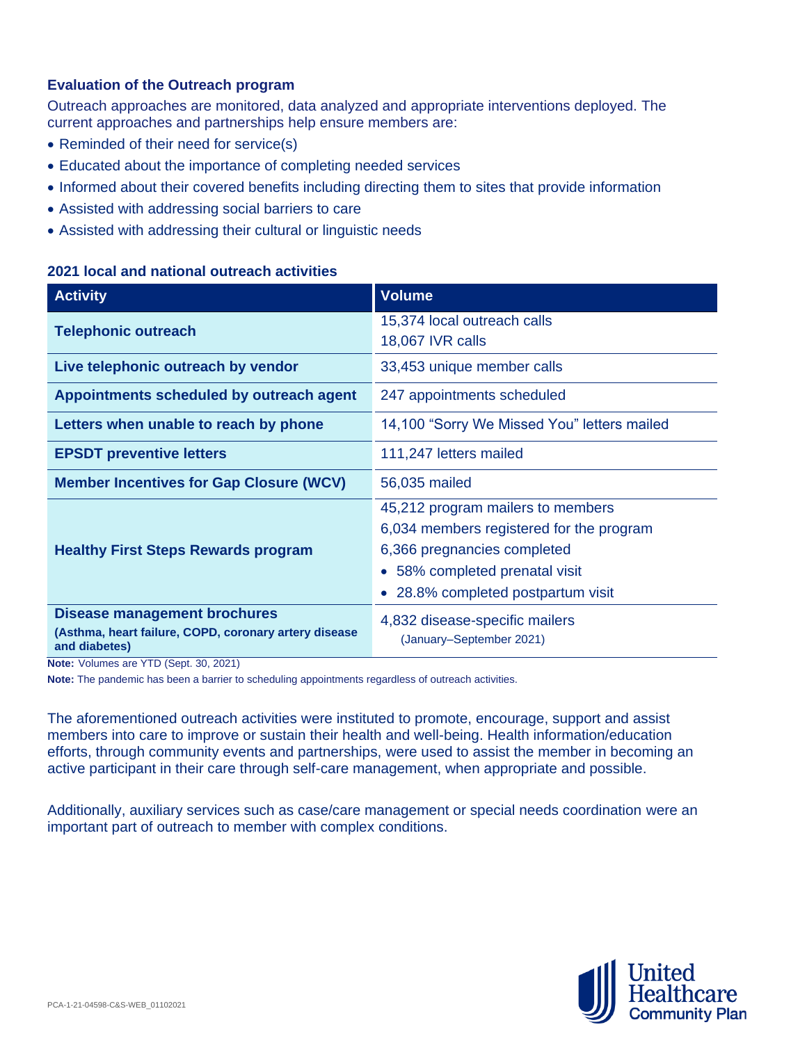### Evaluation of the Outreach program

Outreach approaches are monitored, data analyzed and appropriate interventions deployed. The current approaches and partnerships help ensure members are:

- Reminded of their need for service(s)
- Educated about the importance of completing needed services
- Informed about their covered benefits including directing them to sites that provide information
- Assisted with addressing social barriers to care
- Assisted with addressing their cultural or linguistic needs

### 2021 local and national outreach activities

| Activity | Volume |
|---|---|
| **Telephonic outreach** | 15,374 local outreach calls<br>18,067 IVR calls |
| **Live telephonic outreach by vendor** | 33,453 unique member calls |
| **Appointments scheduled by outreach agent** | 247 appointments scheduled |
| **Letters when unable to reach by phone** | 14,100 "Sorry We Missed You" letters mailed |
| **EPSDT preventive letters** | 111,247 letters mailed |
| **Member Incentives for Gap Closure (WCV)** | 56,035 mailed |
| **Healthy First Steps Rewards program** | 45,212 program mailers to members<br>6,034 members registered for the program<br>6,366 pregnancies completed<br>• 58% completed prenatal visit<br>• 28.8% completed postpartum visit |
| **Disease management brochures**<br>**(Asthma, heart failure, COPD, coronary artery disease and diabetes)** | 4,832 disease-specific mailers<br>(January–September 2021) |

**Note:** Volumes are YTD (Sept. 30, 2021)

**Note:** The pandemic has been a barrier to scheduling appointments regardless of outreach activities.

The aforementioned outreach activities were instituted to promote, encourage, support and assist members into care to improve or sustain their health and well-being. Health information/education efforts, through community events and partnerships, were used to assist the member in becoming an active participant in their care through self-care management, when appropriate and possible.

Additionally, auxiliary services such as case/care management or special needs coordination were an important part of outreach to member with complex conditions.

PCA-1-21-04598-C&S-WEB_01102021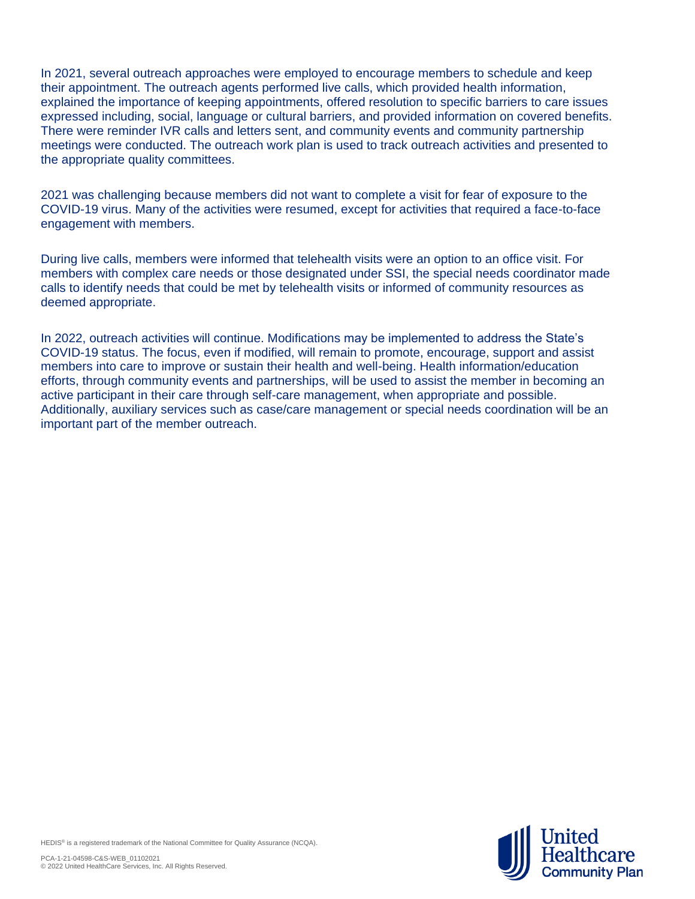In 2021, several outreach approaches were employed to encourage members to schedule and keep their appointment. The outreach agents performed live calls, which provided health information, explained the importance of keeping appointments, offered resolution to specific barriers to care issues expressed including, social, language or cultural barriers, and provided information on covered benefits. There were reminder IVR calls and letters sent, and community events and community partnership meetings were conducted. The outreach work plan is used to track outreach activities and presented to the appropriate quality committees.

2021 was challenging because members did not want to complete a visit for fear of exposure to the COVID-19 virus. Many of the activities were resumed, except for activities that required a face-to-face engagement with members.

During live calls, members were informed that telehealth visits were an option to an office visit. For members with complex care needs or those designated under SSI, the special needs coordinator made calls to identify needs that could be met by telehealth visits or informed of community resources as deemed appropriate.

In 2022, outreach activities will continue. Modifications may be implemented to address the State's COVID-19 status. The focus, even if modified, will remain to promote, encourage, support and assist members into care to improve or sustain their health and well-being. Health information/education efforts, through community events and partnerships, will be used to assist the member in becoming an active participant in their care through self-care management, when appropriate and possible. Additionally, auxiliary services such as case/care management or special needs coordination will be an important part of the member outreach.

HEDIS® is a registered trademark of the National Committee for Quality Assurance (NCQA).

PCA-1-21-04598-C&S-WEB_01102021
© 2022 United HealthCare Services, Inc. All Rights Reserved.

United Healthcare Community Plan